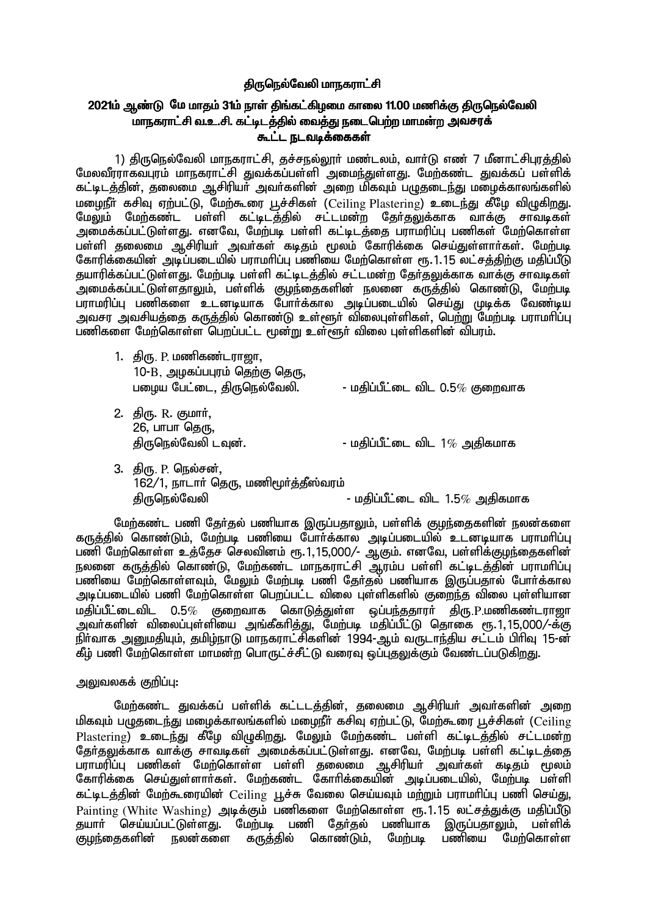## திருநெல்வேலி மாநகராட்சி

## 2021ம் ஆண்டு மே மாதம் 31ம் நாள் திங்கட்கிழமை காலை 11.00 மணிக்கு திருநெல்வேலி மாநகராட்சி வ.உ.சி. கட்டிடத்தில் வைத்து நடைபெற்ற மாமன்ற அவசரக் கூட்ட நடவடிக்கைகள்

1) திருநெல்வேலி மாநகராட்சி, தச்சநல்லூர் மண்டலம், வார்டு எண் 7 மீனாட்சிபுரத்தில் மேலவீரராகவபுரம் மாநகராட்சி துவக்கப்பள்ளி அமைந்துள்ளது. மேற்கண்ட துவக்கப் பள்ளிக் கட்டிடத்தின், தலைமை ஆசிரியர் அவர்களின் அறை மிகவும் பழுதடைந்து மழைக்காலங்களில் மழைநீர் கசிவு ஏற்பட்டு, மேற்கூரை பூச்சிகள் (Ceiling Plastering) உடைந்து கீழே விழுகிறது. மேலும் மேற்கண்ட பள்ளி கட்டிடத்தில் சட்டமன்ற தேர்தலுக்காக வாக்கு சாவடிகள் அமைக்கப்பட்டுள்ளது. எனவே, மேற்படி பள்ளி கட்டிடத்தை பராமரிப்பு பணிகள் மேற்கொள்ள பள்ளி தலைமை ஆசிரியர் அவர்கள் கடிதம் மூலம் கோரிக்கை செய்துள்ளார்கள். மேற்படி கோரிக்கையின் அடிப்படையில் பராமரிப்பு பணியை மேற்கொள்ள ரூ.1.15 லட்சத்திற்கு மதிப்பீடு தயாரிக்கப்பட்டுள்ளது. மேற்படி பள்ளி கட்டிடத்தில் சட்டமன்ற தேர்தலுக்காக வாக்கு சாவடிகள் அமைக்கப்பட்டுள்ளதாலும், பள்ளிக் குழந்தைகளின் நலனை கருத்தில் கொண்டு, மேற்படி பராமரிப்பு பணிகளை உடனடியாக போர்க்கால அடிப்படையில் செய்து முடிக்க வேண்டிய அவசர அவசியத்தை கருத்தில் கொண்டு உள்ளூர் விலைபுள்ளிகள், பெற்று மேற்படி பராமரிப்பு பணிகளை மேற்கொள்ள பெறப்பட்ட மூன்று உள்ளூர் விலை புள்ளிகளின் விபரம்.

1. திரு. P. மணிகண்டராஜா,
   10-B, அழகப்பபுரம் தெற்கு தெரு,
   பழைய பேட்டை, திருநெல்வேலி. - மதிப்பீட்டை விட 0.5% குறைவாக

2. திரு. R. குமார்,
   26, பாபா தெரு,
   திருநெல்வேலி டவுன். - மதிப்பீட்டை விட 1% அதிகமாக

3. திரு. P. நெல்சன்,
   162/1, நாடார் தெரு, மணிமூர்த்தீஸ்வரம்
   திருநெல்வேலி - மதிப்பீட்டை விட 1.5% அதிகமாக

மேற்கண்ட பணி தேர்தல் பணியாக இருப்பதாலும், பள்ளிக் குழந்தைகளின் நலன்களை கருத்தில் கொண்டும், மேற்படி பணியை போர்க்கால அடிப்படையில் உடனடியாக பராமரிப்பு பணி மேற்கொள்ள உத்தேச செலவினம் ரூ.1,15,000/- ஆகும். எனவே, பள்ளிக்குழந்தைகளின் நலனை கருத்தில் கொண்டு, மேற்கண்ட மாநகராட்சி ஆரம்ப பள்ளி கட்டிடத்தின் பராமரிப்பு பணியை மேற்கொள்ளவும், மேலும் மேற்படி பணி தேர்தல் பணியாக இருப்பதால் போர்க்கால அடிப்படையில் பணி மேற்கொள்ள பெறப்பட்ட விலை புள்ளிகளில் குறைந்த விலை புள்ளியான மதிப்பீட்டைவிட 0.5% குறைவாக கொடுத்துள்ள ஒப்பந்ததாரர் திரு.P.மணிகண்டராஜா அவர்களின் விலைப்புள்ளியை அங்கீகரித்து, மேற்படி மதிப்பீட்டு தொகை ரூ.1,15,000/-க்கு நிர்வாக அனுமதியும், தமிழ்நாடு மாநகராட்சிகளின் 1994-ஆம் வருடாந்திய சட்டம் பிரிவு 15-ன் கீழ் பணி மேற்கொள்ள மாமன்ற பொருட்சீட்டு வரைவு ஒப்புதலுக்கும் வேண்டப்படுகிறது.

அலுவலகக் குறிப்பு:

மேற்கண்ட துவக்கப் பள்ளிக் கட்டடத்தின், தலைமை ஆசிரியர் அவர்களின் அறை மிகவும் பழுதடைந்து மழைக்காலங்களில் மழைநீர் கசிவு ஏற்பட்டு, மேற்கூரை பூச்சிகள் (Ceiling Plastering) உடைந்து கீழே விழுகிறது. மேலும் மேற்கண்ட பள்ளி கட்டிடத்தில் சட்டமன்ற தேர்தலுக்காக வாக்கு சாவடிகள் அமைக்கப்பட்டுள்ளது. எனவே, மேற்படி பள்ளி கட்டிடத்தை பராமரிப்பு பணிகள் மேற்கொள்ள பள்ளி தலைமை ஆசிரியர் அவர்கள் கடிதம் மூலம் கோரிக்கை செய்துள்ளார்கள். மேற்கண்ட கோரிக்கையின் அடிப்படையில், மேற்படி பள்ளி கட்டிடத்தின் மேற்கூரையின் Ceiling பூச்சு வேலை செய்யவும் மற்றும் பராமரிப்பு பணி செய்து, Painting (White Washing) அடிக்கும் பணிகளை மேற்கொள்ள ரூ.1.15 லட்சத்துக்கு மதிப்பீடு தயார் செய்யப்பட்டுள்ளது. மேற்படி பணி தேர்தல் பணியாக இருப்பதாலும், பள்ளிக் குழந்தைகளின் நலன்களை கருத்தில் கொண்டும், மேற்படி பணியை மேற்கொள்ள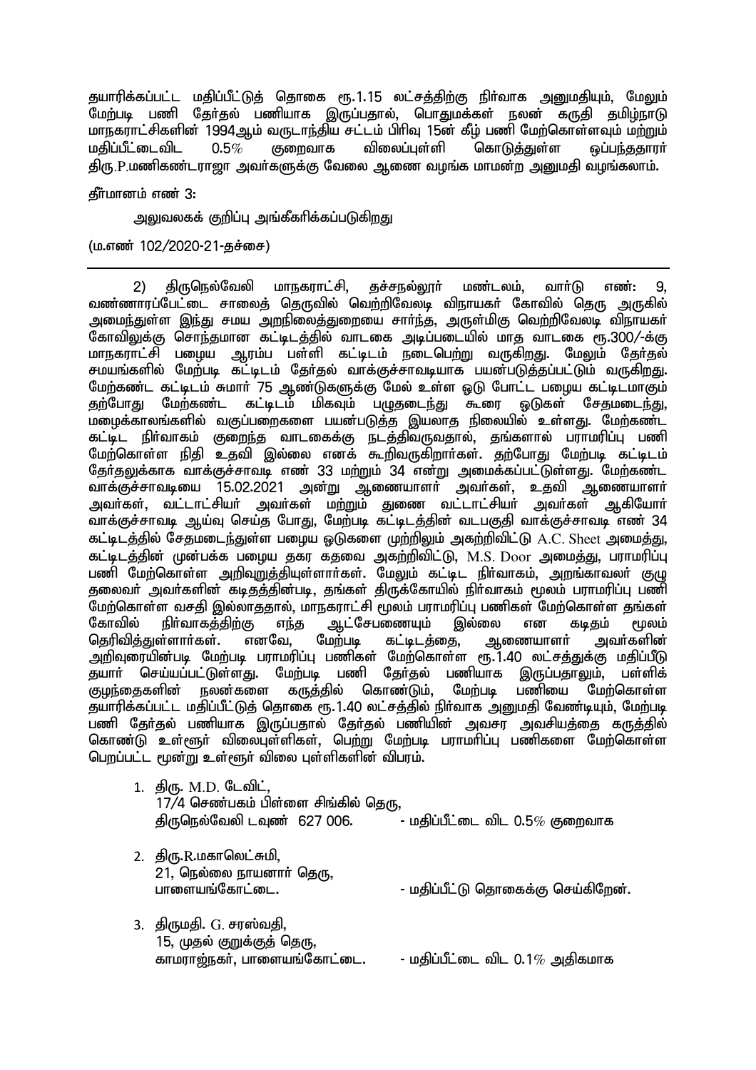தயாரிக்கப்பட்ட மதிப்பீட்டுத் தொகை ரூ.1.15 லட்சத்திற்கு நிர்வாக அனுமதியும், மேலும் மேற்படி பணி தேர்தல் பணியாக இருப்பதால், பொதுமக்கள் நலன் கருதி தமிழ்நாடு மாநகராட்சிகளின் 1994ஆம் வருடாந்திய சட்டம் பிரிவு 15ன் கீழ் பணி மேற்கொள்ளவும் மற்றும் மதிப்பீட்டைவிட 0.5% குறைவாக விலைப்புள்ளி கொடுத்துள்ள ஒப்பந்ததாரர் திரு.P.மணிகண்டராஜா அவர்களுக்கு வேலை ஆணை வழங்க மாமன்ற அனுமதி வழங்கலாம்.

தீர்மானம் எண் 3:

அலுவலகக் குறிப்பு அங்கீகரிக்கப்படுகிறது

(ம.எண் 102/2020-21-தச்சை)

---

2) திருநெல்வேலி மாநகராட்சி, தச்சநல்லூர் மண்டலம், வார்டு எண்: 9, வண்ணாரப்பேட்டை சாலைத் தெருவில் வெற்றிவேலடி விநாயகர் கோவில் தெரு அருகில் அமைந்துள்ள இந்து சமய அறநிலைத்துறையை சார்ந்த, அருள்மிகு வெற்றிவேலடி விநாயகர் கோவிலுக்கு சொந்தமான கட்டிடத்தில் வாடகை அடிப்படையில் மாத வாடகை ரூ.300/-க்கு மாநகராட்சி பழைய ஆரம்ப பள்ளி கட்டிடம் நடைபெற்று வருகிறது. மேலும் தேர்தல் சமயங்களில் மேற்படி கட்டிடம் தேர்தல் வாக்குச்சாவடியாக பயன்படுத்தப்பட்டும் வருகிறது. மேற்கண்ட கட்டிடம் சுமார் 75 ஆண்டுகளுக்கு மேல் உள்ள ஓடு போட்ட பழைய கட்டிடமாகும் தற்போது மேற்கண்ட கட்டிடம் மிகவும் பழுதடைந்து கூரை ஓடுகள் சேதமடைந்து, மழைக்காலங்களில் வகுப்பறைகளை பயன்படுத்த இயலாத நிலையில் உள்ளது. மேற்கண்ட கட்டிட நிர்வாகம் குறைந்த வாடகைக்கு நடத்திவருவதால், தங்களால் பராமரிப்பு பணி மேற்கொள்ள நிதி உதவி இல்லை எனக் கூறிவருகிறார்கள். தற்போது மேற்படி கட்டிடம் தேர்தலுக்காக வாக்குச்சாவடி எண் 33 மற்றும் 34 என்று அமைக்கப்பட்டுள்ளது. மேற்கண்ட வாக்குச்சாவடியை 15.02.2021 அன்று ஆணையாளர் அவர்கள், உதவி ஆணையாளர் அவர்கள், வட்டாட்சியர் அவர்கள் மற்றும் துணை வட்டாட்சியர் அவர்கள் ஆகியோர் வாக்குச்சாவடி ஆய்வு செய்த போது, மேற்படி கட்டிடத்தின் வடபகுதி வாக்குச்சாவடி எண் 34 கட்டிடத்தில் சேதமடைந்துள்ள பழைய ஓடுகளை முற்றிலும் அகற்றிவிட்டு A.C. Sheet அமைத்து, கட்டிடத்தின் முன்பக்க பழைய தகர கதவை அகற்றிவிட்டு, M.S. Door அமைத்து, பராமரிப்பு பணி மேற்கொள்ள அறிவுறுத்தியுள்ளார்கள். மேலும் கட்டிட நிர்வாகம், அறங்காவலர் குழு தலைவர் அவர்களின் கடிதத்தின்படி, தங்கள் திருக்கோயில் நிர்வாகம் மூலம் பராமரிப்பு பணி மேற்கொள்ள வசதி இல்லாததால், மாநகராட்சி மூலம் பராமரிப்பு பணிகள் மேற்கொள்ள தங்கள் கோவில் நிர்வாகத்திற்கு எந்த ஆட்சேபணையும் இல்லை என கடிதம் மூலம் தெரிவித்துள்ளார்கள். எனவே, மேற்படி கட்டிடத்தை, ஆணையாளர் அவர்களின் அறிவுரையின்படி மேற்படி பராமரிப்பு பணிகள் மேற்கொள்ள ரூ.1.40 லட்சத்துக்கு மதிப்பீடு தயார் செய்யப்பட்டுள்ளது. மேற்படி பணி தேர்தல் பணியாக இருப்பதாலும், பள்ளிக் குழந்தைகளின் நலன்களை கருத்தில் கொண்டும், மேற்படி பணியை மேற்கொள்ள தயாரிக்கப்பட்ட மதிப்பீட்டுத் தொகை ரூ.1.40 லட்சத்தில் நிர்வாக அனுமதி வேண்டியும், மேற்படி பணி தேர்தல் பணியாக இருப்பதால் தேர்தல் பணியின் அவசர அவசியத்தை கருத்தில் கொண்டு உள்ளூர் விலைபுள்ளிகள், பெற்று மேற்படி பராமரிப்பு பணிகளை மேற்கொள்ள பெறப்பட்ட மூன்று உள்ளூர் விலை புள்ளிகளின் விபரம்.

1. திரு. M.D. டேவிட்,
   17/4 செண்பகம் பிள்ளை சிங்கில் தெரு,
   திருநெல்வேலி டவுண் 627 006. - மதிப்பீட்டை விட 0.5% குறைவாக

2. திரு.R.மகாலெட்சுமி,
   21, நெல்லை நாயனார் தெரு,
   பாளையங்கோட்டை. - மதிப்பீட்டு தொகைக்கு செய்கிறேன்.

3. திருமதி. G. சரஸ்வதி,
   15, முதல் குறுக்குத் தெரு,
   காமராஜ்நகர், பாளையங்கோட்டை. - மதிப்பீட்டை விட 0.1% அதிகமாக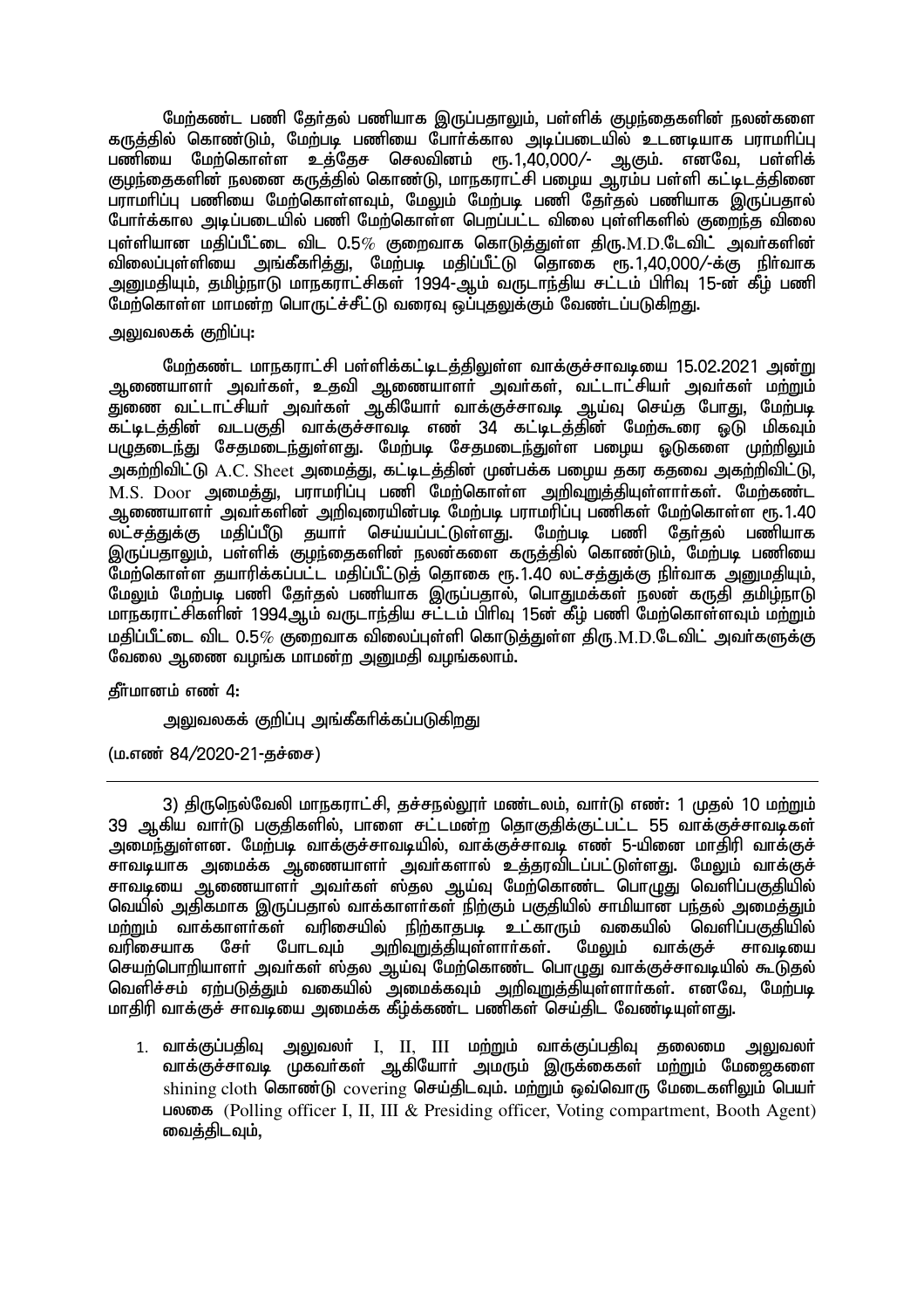மேற்கண்ட பணி தேர்தல் பணியாக இருப்பதாலும், பள்ளிக் குழந்தைகளின் நலன்களை கருத்தில் கொண்டும், மேற்படி பணியை போர்க்கால அடிப்படையில் உடனடியாக பராமரிப்பு பணியை மேற்கொள்ள உத்தேச செலவினம் ரூ.1,40,000/- ஆகும். எனவே, பள்ளிக் குழந்தைகளின் நலனை கருத்தில் கொண்டு, மாநகராட்சி பழைய ஆரம்ப பள்ளி கட்டிடத்தினை பராமரிப்பு பணியை மேற்கொள்ளவும், மேலும் மேற்படி பணி தேர்தல் பணியாக இருப்பதால் போர்க்கால அடிப்படையில் பணி மேற்கொள்ள பெறப்பட்ட விலை புள்ளிகளில் குறைந்த விலை புள்ளியான மதிப்பீட்டை விட 0.5% குறைவாக கொடுத்துள்ள திரு.M.D.டேவிட் அவர்களின் விலைப்புள்ளியை அங்கீகரித்து, மேற்படி மதிப்பீட்டு தொகை ரூ.1,40,000/-க்கு நிர்வாக அனுமதியும், தமிழ்நாடு மாநகராட்சிகள் 1994-ஆம் வருடாந்திய சட்டம் பிரிவு 15-ன் கீழ் பணி மேற்கொள்ள மாமன்ற பொருட்ச்சீட்டு வரைவு ஒப்புதலுக்கும் வேண்டப்படுகிறது.

அலுவலகக் குறிப்பு:

மேற்கண்ட மாநகராட்சி பள்ளிக்கட்டிடத்திலுள்ள வாக்குச்சாவடியை 15.02.2021 அன்று ஆணையாளர் அவர்கள், உதவி ஆணையாளர் அவர்கள், வட்டாட்சியர் அவர்கள் மற்றும் துணை வட்டாட்சியர் அவர்கள் ஆகியோர் வாக்குச்சாவடி ஆய்வு செய்த போது, மேற்படி கட்டிடத்தின் வடபகுதி வாக்குச்சாவடி எண் 34 கட்டிடத்தின் மேற்கூரை ஓடு மிகவும் பழுதடைந்து சேதமடைந்துள்ளது. மேற்படி சேதமடைந்துள்ள பழைய ஓடுகளை முற்றிலும் அகற்றிவிட்டு A.C. Sheet அமைத்து, கட்டிடத்தின் முன்பக்க பழைய தகர கதவை அகற்றிவிட்டு, M.S. Door அமைத்து, பராமரிப்பு பணி மேற்கொள்ள அறிவுறுத்தியுள்ளார்கள். மேற்கண்ட ஆணையாளர் அவர்களின் அறிவுரையின்படி மேற்படி பராமரிப்பு பணிகள் மேற்கொள்ள ரூ.1.40 லட்சத்துக்கு மதிப்பீடு தயார் செய்யப்பட்டுள்ளது. மேற்படி பணி தேர்தல் பணியாக இருப்பதாலும், பள்ளிக் குழந்தைகளின் நலன்களை கருத்தில் கொண்டும், மேற்படி பணியை மேற்கொள்ள தயாரிக்கப்பட்ட மதிப்பீட்டுத் தொகை ரூ.1.40 லட்சத்துக்கு நிர்வாக அனுமதியும், மேலும் மேற்படி பணி தேர்தல் பணியாக இருப்பதால், பொதுமக்கள் நலன் கருதி தமிழ்நாடு மாநகராட்சிகளின் 1994ஆம் வருடாந்திய சட்டம் பிரிவு 15ன் கீழ் பணி மேற்கொள்ளவும் மற்றும் மதிப்பீட்டை விட 0.5% குறைவாக விலைப்புள்ளி கொடுத்துள்ள திரு.M.D.டேவிட் அவர்களுக்கு வேலை ஆணை வழங்க மாமன்ற அனுமதி வழங்கலாம்.

தீர்மானம் எண் 4:

அலுவலகக் குறிப்பு அங்கீகரிக்கப்படுகிறது

(ம.எண் 84/2020-21-தச்சை)

---

3) திருநெல்வேலி மாநகராட்சி, தச்சநல்லூர் மண்டலம், வார்டு எண்: 1 முதல் 10 மற்றும் 39 ஆகிய வார்டு பகுதிகளில், பாளை சட்டமன்ற தொகுதிக்குட்பட்ட 55 வாக்குச்சாவடிகள் அமைந்துள்ளன. மேற்படி வாக்குச்சாவடியில், வாக்குச்சாவடி எண் 5-யினை மாதிரி வாக்குச் சாவடியாக அமைக்க ஆணையாளர் அவர்களால் உத்தரவிடப்பட்டுள்ளது. மேலும் வாக்குச் சாவடியை ஆணையாளர் அவர்கள் ஸ்தல ஆய்வு மேற்கொண்ட பொழுது வெளிப்பகுதியில் வெயில் அதிகமாக இருப்பதால் வாக்காளர்கள் நிற்கும் பகுதியில் சாமியான பந்தல் அமைத்தும் மற்றும் வாக்காளர்கள் வரிசையில் நிற்காதபடி உட்காரும் வகையில் வெளிப்பகுதியில் வரிசையாக சேர் போடவும் அறிவுறுத்தியுள்ளார்கள். மேலும் வாக்குச் சாவடியை செயற்பொறியாளர் அவர்கள் ஸ்தல ஆய்வு மேற்கொண்ட பொழுது வாக்குச்சாவடியில் கூடுதல் வெளிச்சம் ஏற்படுத்தும் வகையில் அமைக்கவும் அறிவுறுத்தியுள்ளார்கள். எனவே, மேற்படி மாதிரி வாக்குச் சாவடியை அமைக்க கீழ்க்கண்ட பணிகள் செய்திட வேண்டியுள்ளது.

1. வாக்குப்பதிவு அலுவலர் I, II, III மற்றும் வாக்குப்பதிவு தலைமை அலுவலர் வாக்குச்சாவடி முகவர்கள் ஆகியோர் அமரும் இருக்கைகள் மற்றும் மேஜைகளை shining cloth கொண்டு covering செய்திடவும். மற்றும் ஒவ்வொரு மேடைகளிலும் பெயர் பலகை (Polling officer I, II, III & Presiding officer, Voting compartment, Booth Agent) வைத்திடவும்,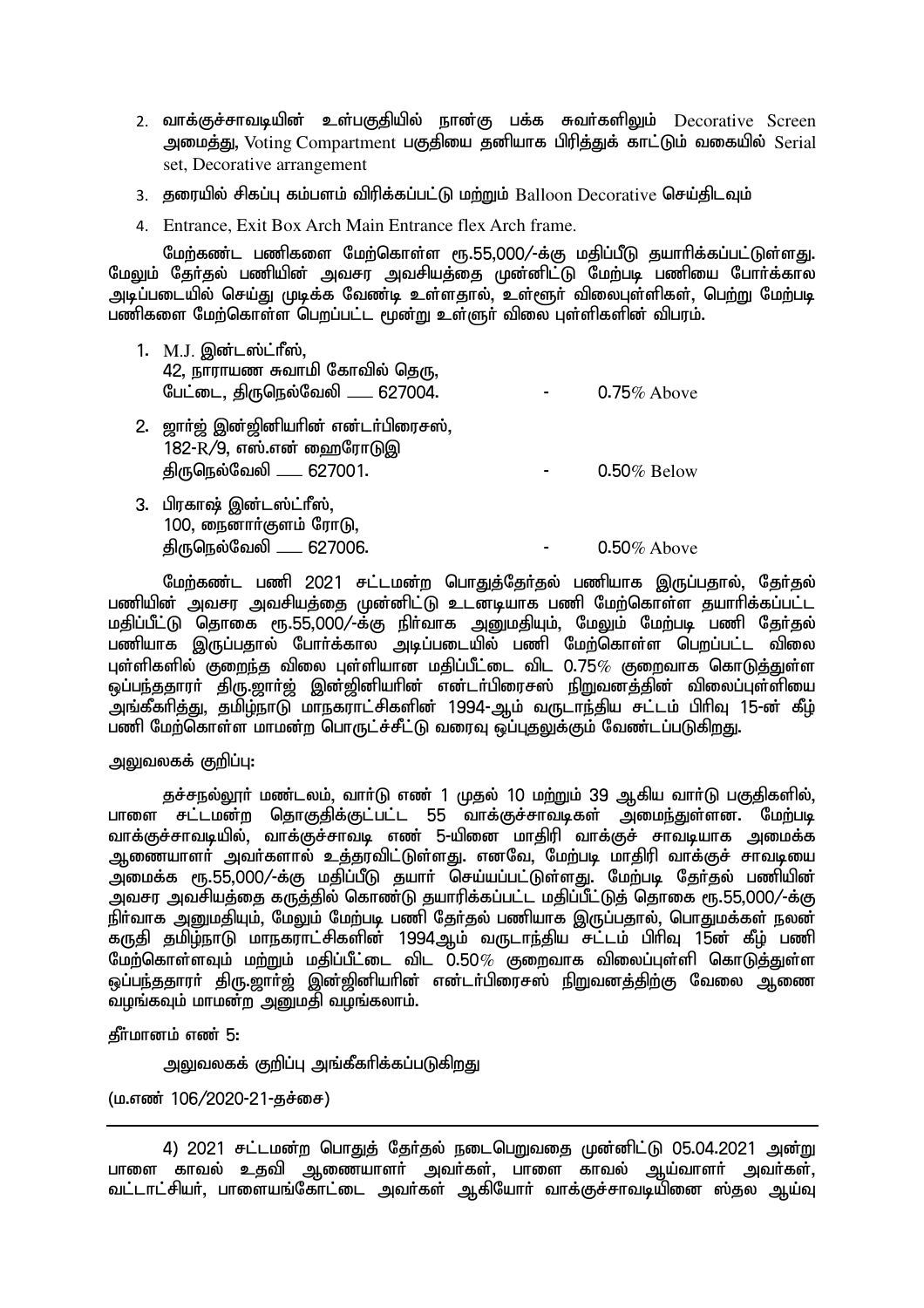2. வாக்குச்சாவடியின் உள்பகுதியில் நான்கு பக்க சுவர்களிலும் Decorative Screen அமைத்து, Voting Compartment பகுதியை தனியாக பிரித்துக் காட்டும் வகையில் Serial set, Decorative arrangement
3. தரையில் சிகப்பு கம்பளம் விரிக்கப்பட்டு மற்றும் Balloon Decorative செய்திடவும்
4. Entrance, Exit Box Arch Main Entrance flex Arch frame.

மேற்கண்ட பணிகளை மேற்கொள்ள ரூ.55,000/-க்கு மதிப்பீடு தயாரிக்கப்பட்டுள்ளது. மேலும் தேர்தல் பணியின் அவசர அவசியத்தை முன்னிட்டு மேற்படி பணியை போர்க்கால அடிப்படையில் செய்து முடிக்க வேண்டி உள்ளதால், உள்ளூர் விலைபுள்ளிகள், பெற்று மேற்படி பணிகளை மேற்கொள்ள பெறப்பட்ட மூன்று உள்ளூர் விலை புள்ளிகளின் விபரம்.

1. M.J. இன்டஸ்ட்ரீஸ்,
   42, நாராயண சுவாமி கோவில் தெரு,
   பேட்டை, திருநெல்வேலி —— 627004. - 0.75% Above
2. ஜார்ஜ் இன்ஜினியரின் என்டர்பிரைசஸ்,
   182-R/9, எஸ்.என் ஹைரோடுஇ
   திருநெல்வேலி —— 627001. - 0.50% Below
3. பிரகாஷ் இன்டஸ்ட்ரீஸ்,
   100, நைனார்குளம் ரோடு,
   திருநெல்வேலி —— 627006. - 0.50% Above

மேற்கண்ட பணி 2021 சட்டமன்ற பொதுத்தேர்தல் பணியாக இருப்பதால், தேர்தல் பணியின் அவசர அவசியத்தை முன்னிட்டு உடனடியாக பணி மேற்கொள்ள தயாரிக்கப்பட்ட மதிப்பீட்டு தொகை ரூ.55,000/-க்கு நிர்வாக அனுமதியும், மேலும் மேற்படி பணி தேர்தல் பணியாக இருப்பதால் போர்க்கால அடிப்படையில் பணி மேற்கொள்ள பெறப்பட்ட விலை புள்ளிகளில் குறைந்த விலை புள்ளியான மதிப்பீட்டை விட 0.75% குறைவாக கொடுத்துள்ள ஒப்பந்ததாரர் திரு.ஜார்ஜ் இன்ஜினியரின் என்டர்பிரைசஸ் நிறுவனத்தின் விலைப்புள்ளியை அங்கீகரித்து, தமிழ்நாடு மாநகராட்சிகளின் 1994-ஆம் வருடாந்திய சட்டம் பிரிவு 15-ன் கீழ் பணி மேற்கொள்ள மாமன்ற பொருட்ச்சீட்டு வரைவு ஒப்புதலுக்கும் வேண்டப்படுகிறது.

அலுவலகக் குறிப்பு:

தச்சநல்லூர் மண்டலம், வார்டு எண் 1 முதல் 10 மற்றும் 39 ஆகிய வார்டு பகுதிகளில், பாளை சட்டமன்ற தொகுதிக்குட்பட்ட 55 வாக்குச்சாவடிகள் அமைந்துள்ளன. மேற்படி வாக்குச்சாவடியில், வாக்குச்சாவடி எண் 5-யினை மாதிரி வாக்குச் சாவடியாக அமைக்க ஆணையாளர் அவர்களால் உத்தரவிட்டுள்ளது. எனவே, மேற்படி மாதிரி வாக்குச் சாவடியை அமைக்க ரூ.55,000/-க்கு மதிப்பீடு தயார் செய்யப்பட்டுள்ளது. மேற்படி தேர்தல் பணியின் அவசர அவசியத்தை கருத்தில் கொண்டு தயாரிக்கப்பட்ட மதிப்பீட்டுத் தொகை ரூ.55,000/-க்கு நிர்வாக அனுமதியும், மேலும் மேற்படி பணி தேர்தல் பணியாக இருப்பதால், பொதுமக்கள் நலன் கருதி தமிழ்நாடு மாநகராட்சிகளின் 1994ஆம் வருடாந்திய சட்டம் பிரிவு 15ன் கீழ் பணி மேற்கொள்ளவும் மற்றும் மதிப்பீட்டை விட 0.50% குறைவாக விலைப்புள்ளி கொடுத்துள்ள ஒப்பந்ததாரர் திரு.ஜார்ஜ் இன்ஜினியரின் என்டர்பிரைசஸ் நிறுவனத்திற்கு வேலை ஆணை வழங்கவும் மாமன்ற அனுமதி வழங்கலாம்.

தீர்மானம் எண் 5:

அலுவலகக் குறிப்பு அங்கீகரிக்கப்படுகிறது

(ம.எண் 106/2020-21-தச்சை)

---

4) 2021 சட்டமன்ற பொதுத் தேர்தல் நடைபெறுவதை முன்னிட்டு 05.04.2021 அன்று பாளை காவல் உதவி ஆணையாளர் அவர்கள், பாளை காவல் ஆய்வாளர் அவர்கள், வட்டாட்சியர், பாளையங்கோட்டை அவர்கள் ஆகியோர் வாக்குச்சாவடியினை ஸ்தல ஆய்வு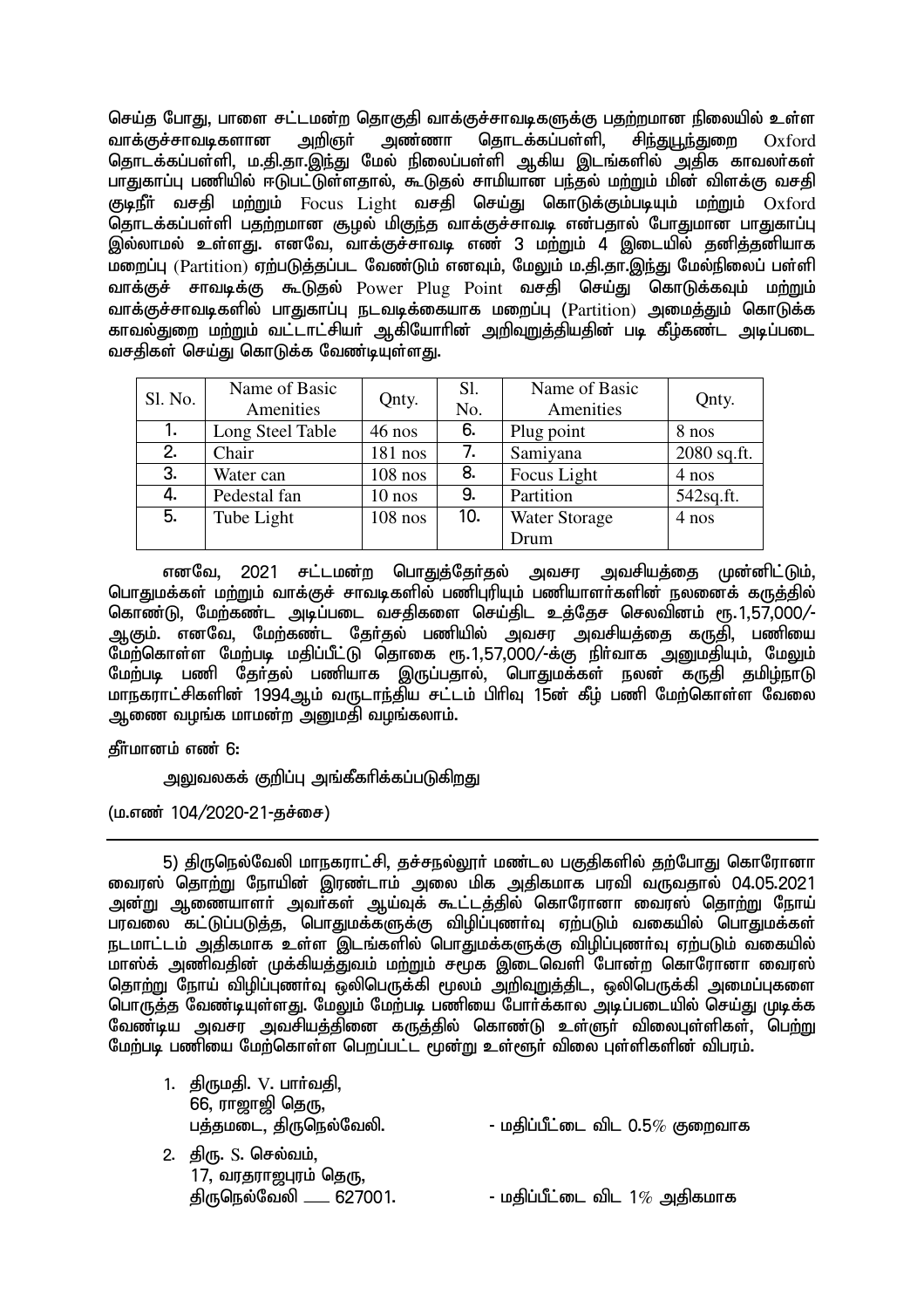செய்த போது, பாளை சட்டமன்ற தொகுதி வாக்குச்சாவடிகளுக்கு பதற்றமான நிலையில் உள்ள வாக்குச்சாவடிகளான அறிஞர் அண்ணா தொடக்கப்பள்ளி, சிந்துபூந்துறை Oxford தொடக்கப்பள்ளி, ம.தி.தா.இந்து மேல் நிலைப்பள்ளி ஆகிய இடங்களில் அதிக காவலர்கள் பாதுகாப்பு பணியில் ஈடுபட்டுள்ளதால், கூடுதல் சாமியான பந்தல் மற்றும் மின் விளக்கு வசதி குடிநீர் வசதி மற்றும் Focus Light வசதி செய்து கொடுக்கும்படியும் மற்றும் Oxford தொடக்கப்பள்ளி பதற்றமான சூழல் மிகுந்த வாக்குச்சாவடி என்பதால் போதுமான பாதுகாப்பு இல்லாமல் உள்ளது. எனவே, வாக்குச்சாவடி எண் 3 மற்றும் 4 இடையில் தனித்தனியாக மறைப்பு (Partition) ஏற்படுத்தப்பட வேண்டும் எனவும், மேலும் ம.தி.தா.இந்து மேல்நிலைப் பள்ளி வாக்குச் சாவடிக்கு கூடுதல் Power Plug Point வசதி செய்து கொடுக்கவும் மற்றும் வாக்குச்சாவடிகளில் பாதுகாப்பு நடவடிக்கையாக மறைப்பு (Partition) அமைத்தும் கொடுக்க காவல்துறை மற்றும் வட்டாட்சியர் ஆகியோரின் அறிவுறுத்தியதின் படி கீழ்கண்ட அடிப்படை வசதிகள் செய்து கொடுக்க வேண்டியுள்ளது.

| Sl. No. | Name of Basic Amenities | Qnty. | Sl. No. | Name of Basic Amenities | Qnty. |
|---|---|---|---|---|---|
| 1. | Long Steel Table | 46 nos | 6. | Plug point | 8 nos |
| 2. | Chair | 181 nos | 7. | Samiyana | 2080 sq.ft. |
| 3. | Water can | 108 nos | 8. | Focus Light | 4 nos |
| 4. | Pedestal fan | 10 nos | 9. | Partition | 542sq.ft. |
| 5. | Tube Light | 108 nos | 10. | Water Storage Drum | 4 nos |

எனவே, 2021 சட்டமன்ற பொதுத்தேர்தல் அவசர அவசியத்தை முன்னிட்டும், பொதுமக்கள் மற்றும் வாக்குச் சாவடிகளில் பணிபுரியும் பணியாளர்களின் நலனைக் கருத்தில் கொண்டு, மேற்கண்ட அடிப்படை வசதிகளை செய்திட உத்தேச செலவினம் ரூ.1,57,000/- ஆகும். எனவே, மேற்கண்ட தேர்தல் பணியில் அவசர அவசியத்தை கருதி, பணியை மேற்கொள்ள மேற்படி மதிப்பீட்டு தொகை ரூ.1,57,000/-க்கு நிர்வாக அனுமதியும், மேலும் மேற்படி பணி தேர்தல் பணியாக இருப்பதால், பொதுமக்கள் நலன் கருதி தமிழ்நாடு மாநகராட்சிகளின் 1994ஆம் வருடாந்திய சட்டம் பிரிவு 15ன் கீழ் பணி மேற்கொள்ள வேலை ஆணை வழங்க மாமன்ற அனுமதி வழங்கலாம்.

தீர்மானம் எண் 6:

அலுவலகக் குறிப்பு அங்கீகரிக்கப்படுகிறது

(ம.எண் 104/2020-21-தச்சை)

---

5) திருநெல்வேலி மாநகராட்சி, தச்சநல்லூர் மண்டல பகுதிகளில் தற்போது கொரோனா வைரஸ் தொற்று நோயின் இரண்டாம் அலை மிக அதிகமாக பரவி வருவதால் 04.05.2021 அன்று ஆணையாளர் அவர்கள் ஆய்வுக் கூட்டத்தில் கொரோனா வைரஸ் தொற்று நோய் பரவலை கட்டுப்படுத்த, பொதுமக்களுக்கு விழிப்புணர்வு ஏற்படும் வகையில் பொதுமக்கள் நடமாட்டம் அதிகமாக உள்ள இடங்களில் பொதுமக்களுக்கு விழிப்புணர்வு ஏற்படும் வகையில் மாஸ்க் அணிவதின் முக்கியத்துவம் மற்றும் சமூக இடைவெளி போன்ற கொரோனா வைரஸ் தொற்று நோய் விழிப்புணர்வு ஒலிபெருக்கி மூலம் அறிவுறுத்திட, ஒலிபெருக்கி அமைப்புகளை பொருத்த வேண்டியுள்ளது. மேலும் மேற்படி பணியை போர்க்கால அடிப்படையில் செய்து முடிக்க வேண்டிய அவசர அவசியத்தினை கருத்தில் கொண்டு உள்ளூர் விலைபுள்ளிகள், பெற்று மேற்படி பணியை மேற்கொள்ள பெறப்பட்ட மூன்று உள்ளூர் விலை புள்ளிகளின் விபரம்.

1. திருமதி. V. பார்வதி,
   66, ராஜாஜி தெரு,
   பத்தமடை, திருநெல்வேலி. - மதிப்பீட்டை விட 0.5% குறைவாக

2. திரு. S. செல்வம்,
   17, வரதராஜபுரம் தெரு,
   திருநெல்வேலி ___ 627001. - மதிப்பீட்டை விட 1% அதிகமாக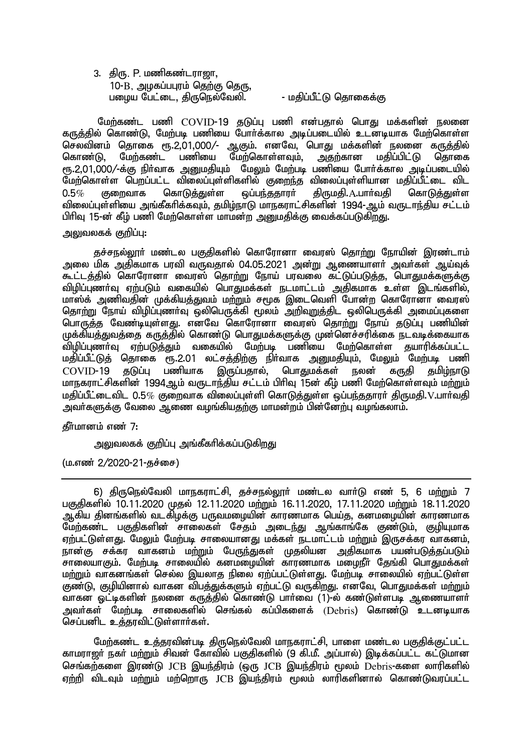3. திரு. P. மணிகண்டராஜா,
   10-B, அழகப்பபுரம் தெற்கு தெரு,
   பழைய பேட்டை, திருநெல்வேலி. - மதிப்பீட்டு தொகைக்கு

மேற்கண்ட பணி COVID-19 தடுப்பு பணி என்பதால் பொது மக்களின் நலனை கருத்தில் கொண்டு, மேற்படி பணியை போர்க்கால அடிப்படையில் உடனடியாக மேற்கொள்ள செலவினம் தொகை ரூ.2,01,000/- ஆகும். எனவே, பொது மக்களின் நலனை கருத்தில் கொண்டு, மேற்கண்ட பணியை மேற்கொள்ளவும், அதற்கான மதிப்பிட்டு தொகை ரூ.2,01,000/-க்கு நிர்வாக அனுமதியும் மேலும் மேற்படி பணியை போர்க்கால அடிப்படையில் மேற்கொள்ள பெறப்பட்ட விலைப்புள்ளிகளில் குறைந்த விலைப்புள்ளியான மதிப்பீட்டை விட 0.5% குறைவாக கொடுத்துள்ள ஒப்பந்ததாரர் திருமதி.A.பார்வதி கொடுத்துள்ள விலைப்புள்ளியை அங்கீகரிக்கவும், தமிழ்நாடு மாநகராட்சிகளின் 1994-ஆம் வருடாந்திய சட்டம் பிரிவு 15-ன் கீழ் பணி மேற்கொள்ள மாமன்ற அனுமதிக்கு வைக்கப்படுகிறது.

அலுவலகக் குறிப்பு:

தச்சநல்லூர் மண்டல பகுதிகளில் கொரோனா வைரஸ் தொற்று நோயின் இரண்டாம் அலை மிக அதிகமாக பரவி வருவதால் 04.05.2021 அன்று ஆணையாளர் அவர்கள் ஆய்வுக் கூட்டத்தில் கொரோனா வைரஸ் தொற்று நோய் பரவலை கட்டுப்படுத்த, பொதுமக்களுக்கு விழிப்புணர்வு ஏற்படும் வகையில் பொதுமக்கள் நடமாட்டம் அதிகமாக உள்ள இடங்களில், மாஸ்க் அணிவதின் முக்கியத்துவம் மற்றும் சமூக இடைவெளி போன்ற கொரோனா வைரஸ் தொற்று நோய் விழிப்புணர்வு ஒலிபெருக்கி மூலம் அறிவுறுத்திட ஒலிபெருக்கி அமைப்புகளை பொருத்த வேண்டியுள்ளது. எனவே கொரோனா வைரஸ் தொற்று நோய் தடுப்பு பணியின் முக்கியத்துவத்தை கருத்தில் கொண்டு பொதுமக்களுக்கு முன்னெச்சரிக்கை நடவடிக்கையாக விழிப்புணர்வு ஏற்படுத்தும் வகையில் மேற்படி பணியை மேற்கொள்ள தயாரிக்கப்பட்ட மதிப்பீட்டுத் தொகை ரூ.2.01 லட்சத்திற்கு நிர்வாக அனுமதியும், மேலும் மேற்படி பணி COVID-19 தடுப்பு பணியாக இருப்பதால், பொதுமக்கள் நலன் கருதி தமிழ்நாடு மாநகராட்சிகளின் 1994ஆம் வருடாந்திய சட்டம் பிரிவு 15ன் கீழ் பணி மேற்கொள்ளவும் மற்றும் மதிப்பீட்டைவிட 0.5% குறைவாக விலைப்புள்ளி கொடுத்துள்ள ஒப்பந்ததாரர் திருமதி.V.பார்வதி அவர்களுக்கு வேலை ஆணை வழங்கியதற்கு மாமன்றம் பின்னேற்பு வழங்கலாம்.

தீர்மானம் எண் 7:

அலுவலகக் குறிப்பு அங்கீகரிக்கப்படுகிறது

(ம.எண் 2/2020-21-தச்சை)

---

6) திருநெல்வேலி மாநகராட்சி, தச்சநல்லூர் மண்டல வார்டு எண் 5, 6 மற்றும் 7 பகுதிகளில் 10.11.2020 முதல் 12.11.2020 மற்றும் 16.11.2020, 17.11.2020 மற்றும் 18.11.2020 ஆகிய தினங்களில் வடகிழக்கு பருவமழையின் காரணமாக பெய்த, கனமழையின் காரணமாக மேற்கண்ட பகுதிகளின் சாலைகள் சேதம் அடைந்து ஆங்காங்கே குண்டும், குழியுமாக ஏற்பட்டுள்ளது. மேலும் மேற்படி சாலையானது மக்கள் நடமாட்டம் மற்றும் இருசக்கர வாகனம், நான்கு சக்கர வாகனம் மற்றும் பேருந்துகள் முதலியன அதிகமாக பயன்படுத்தப்படும் சாலையாகும். மேற்படி சாலையில் கனமழையின் காரணமாக மழைநீர் தேங்கி பொதுமக்கள் மற்றும் வாகனங்கள் செல்ல இயலாத நிலை ஏற்பட்டுள்ளது. மேற்படி சாலையில் ஏற்பட்டுள்ள குண்டு, குழியினால் வாகன விபத்துக்களும் ஏற்பட்டு வருகிறது. எனவே, பொதுமக்கள் மற்றும் வாகன ஓட்டிகளின் நலனை கருத்தில் கொண்டு பார்வை (1)-ல் கண்டுள்ளபடி ஆணையாளர் அவர்கள் மேற்படி சாலைகளில் செங்கல் கப்பிகளைக் (Debris) கொண்டு உடனடியாக செப்பனிட உத்தரவிட்டுள்ளார்கள்.

மேற்கண்ட உத்தரவின்படி திருநெல்வேலி மாநகராட்சி, பாளை மண்டல பகுதிக்குட்பட்ட காமராஜர் நகர் மற்றும் சிவன் கோவில் பகுதிகளில் (9 கி.மீ. அப்பால்) இடிக்கப்பட்ட கட்டுமான செங்கற்களை இரண்டு JCB இயந்திரம் (ஒரு JCB இயந்திரம் மூலம் Debris-களை லாரிகளில் ஏற்றி விடவும் மற்றும் மற்றொரு JCB இயந்திரம் மூலம் லாரிகளினால் கொண்டுவரப்பட்ட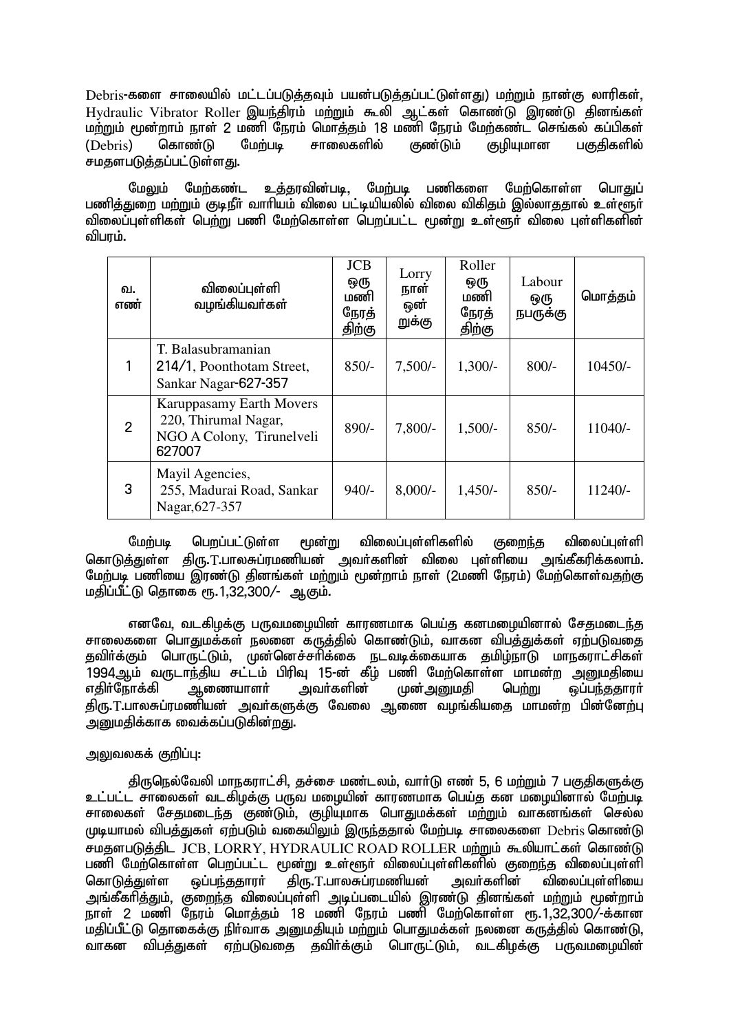Debris-களை சாலையில் மட்டப்படுத்தவும் பயன்படுத்தப்பட்டுள்ளது) மற்றும் நான்கு லாரிகள், Hydraulic Vibrator Roller இயந்திரம் மற்றும் கூலி ஆட்கள் கொண்டு இரண்டு தினங்கள் மற்றும் மூன்றாம் நாள் 2 மணி நேரம் மொத்தம் 18 மணி நேரம் மேற்கண்ட செங்கல் கப்பிகள் (Debris) கொண்டு மேற்படி சாலைகளில் குண்டும் குழியுமான பகுதிகளில் சமதளபடுத்தப்பட்டுள்ளது.

மேலும் மேற்கண்ட உத்தரவின்படி, மேற்படி பணிகளை மேற்கொள்ள பொதுப் பணித்துறை மற்றும் குடிநீர் வாரியம் விலை பட்டியலில் விலை விகிதம் இல்லாததால் உள்ளூர் விலைப்புள்ளிகள் பெற்று பணி மேற்கொள்ள பெறப்பட்ட மூன்று உள்ளூர் விலை புள்ளிகளின் விபரம்.

| வ. எண் | விலைப்புள்ளி வழங்கியவர்கள் | JCB ஒரு மணி நேரத் திற்கு | Lorry நாள் ஒன் றுக்கு | Roller ஒரு மணி நேரத் திற்கு | Labour ஒரு நபருக்கு | மொத்தம் |
|---|---|---|---|---|---|---|
| 1 | T. Balasubramanian 214/1, Poonthotam Street, Sankar Nagar-627-357 | 850/- | 7,500/- | 1,300/- | 800/- | 10450/- |
| 2 | Karuppasamy Earth Movers 220, Thirumal Nagar, NGO A Colony, Tirunelveli 627007 | 890/- | 7,800/- | 1,500/- | 850/- | 11040/- |
| 3 | Mayil Agencies, 255, Madurai Road, Sankar Nagar,627-357 | 940/- | 8,000/- | 1,450/- | 850/- | 11240/- |

மேற்படி பெறப்பட்டுள்ள மூன்று விலைப்புள்ளிகளில் குறைந்த விலைப்புள்ளி கொடுத்துள்ள திரு.T.பாலசுப்ரமணியன் அவர்களின் விலை புள்ளியை அங்கீகரிக்கலாம். மேற்படி பணியை இரண்டு தினங்கள் மற்றும் மூன்றாம் நாள் (2மணி நேரம்) மேற்கொள்வதற்கு மதிப்பீட்டு தொகை ரூ.1,32,300/- ஆகும்.

எனவே, வடகிழக்கு பருவமழையின் காரணமாக பெய்த கனமழையினால் சேதமடைந்த சாலைகளை பொதுமக்கள் நலனை கருத்தில் கொண்டும், வாகன விபத்துக்கள் ஏற்படுவதை தவிர்க்கும் பொருட்டும், முன்னெச்சரிக்கை நடவடிக்கையாக தமிழ்நாடு மாநகராட்சிகள் 1994ஆம் வருடாந்திய சட்டம் பிரிவு 15-ன் கீழ் பணி மேற்கொள்ள மாமன்ற அனுமதியை எதிர்நோக்கி ஆணையாளர் அவர்களின் முன்அனுமதி பெற்று ஒப்பந்ததாரர் திரு.T.பாலசுப்ரமணியன் அவர்களுக்கு வேலை ஆணை வழங்கியதை மாமன்ற பின்னேற்பு அனுமதிக்காக வைக்கப்படுகின்றது.

அலுவலகக் குறிப்பு:

திருநெல்வேலி மாநகராட்சி, தச்சை மண்டலம், வார்டு எண் 5, 6 மற்றும் 7 பகுதிகளுக்கு உட்பட்ட சாலைகள் வடகிழக்கு பருவ மழையின் காரணமாக பெய்த கன மழையினால் மேற்படி சாலைகள் சேதமடைந்த குண்டும், குழியுமாக பொதுமக்கள் மற்றும் வாகனங்கள் செல்ல முடியாமல் விபத்துகள் ஏற்படும் வகையிலும் இருந்ததால் மேற்படி சாலைகளை Debris கொண்டு சமதளபடுத்திட JCB, LORRY, HYDRAULIC ROAD ROLLER மற்றும் கூலியாட்கள் கொண்டு பணி மேற்கொள்ள பெறப்பட்ட மூன்று உள்ளூர் விலைப்புள்ளிகளில் குறைந்த விலைப்புள்ளி கொடுத்துள்ள ஒப்பந்ததாரர் திரு.T.பாலசுப்ரமணியன் அவர்களின் விலைப்புள்ளியை அங்கீகரித்தும், குறைந்த விலைப்புள்ளி அடிப்படையில் இரண்டு தினங்கள் மற்றும் மூன்றாம் நாள் 2 மணி நேரம் மொத்தம் 18 மணி நேரம் பணி மேற்கொள்ள ரூ.1,32,300/-க்கான மதிப்பீட்டு தொகைக்கு நிர்வாக அனுமதியும் மற்றும் பொதுமக்கள் நலனை கருத்தில் கொண்டு, வாகன விபத்துகள் ஏற்படுவதை தவிர்க்கும் பொருட்டும், வடகிழக்கு பருவமழையின்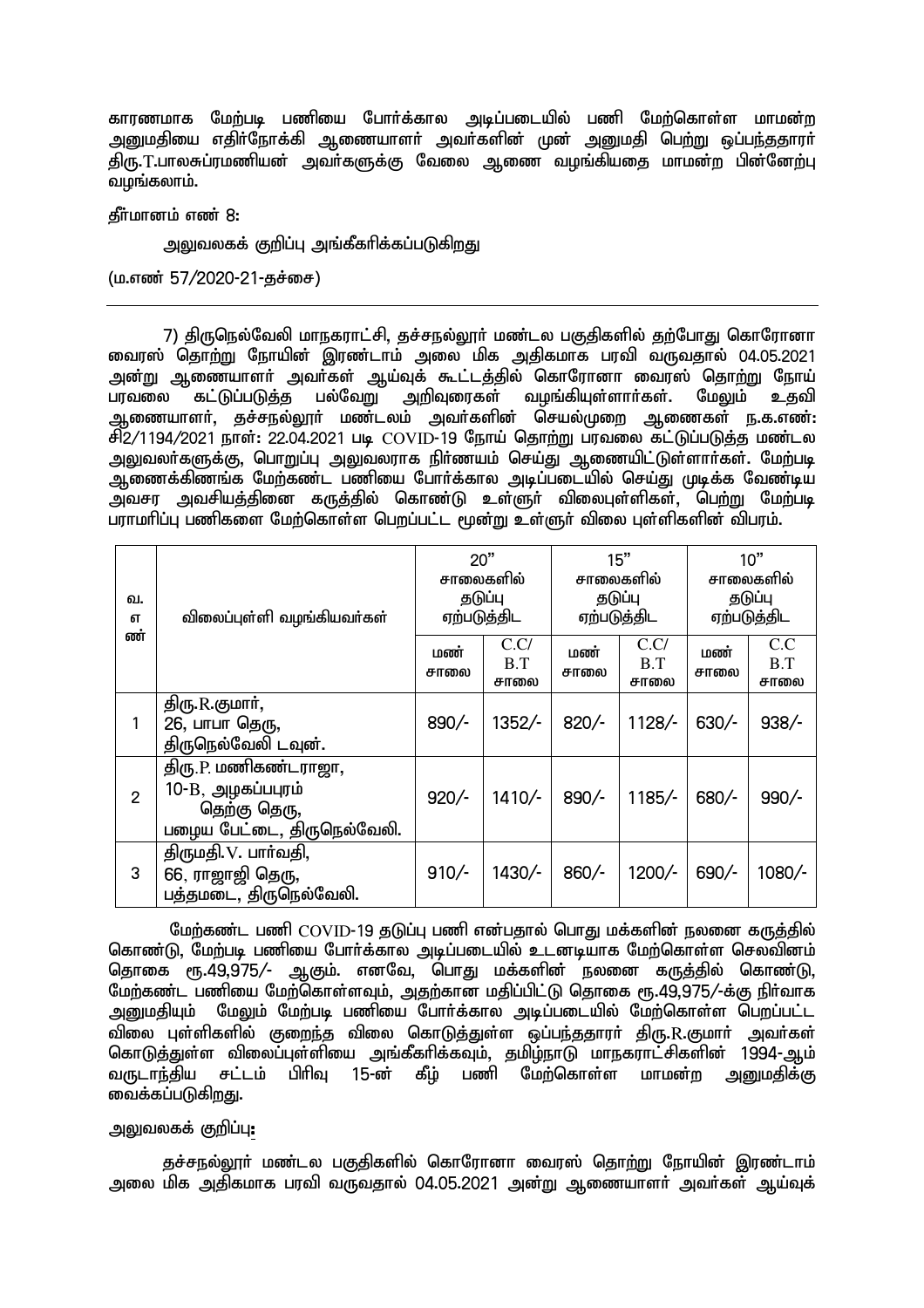காரணமாக மேற்படி பணியை போர்க்கால அடிப்படையில் பணி மேற்கொள்ள மாமன்ற அனுமதியை எதிர்நோக்கி ஆணையாளர் அவர்களின் முன் அனுமதி பெற்று ஒப்பந்ததாரர் திரு.T.பாலசுப்ரமணியன் அவர்களுக்கு வேலை ஆணை வழங்கியதை மாமன்ற பின்னேற்பு வழங்கலாம்.

தீர்மானம் எண் 8:

அலுவலகக் குறிப்பு அங்கீகரிக்கப்படுகிறது

(ம.எண் 57/2020-21-தச்சை)

---

7) திருநெல்வேலி மாநகராட்சி, தச்சநல்லூர் மண்டல பகுதிகளில் தற்போது கொரோனா வைரஸ் தொற்று நோயின் இரண்டாம் அலை மிக அதிகமாக பரவி வருவதால் 04.05.2021 அன்று ஆணையாளர் அவர்கள் ஆய்வுக் கூட்டத்தில் கொரோனா வைரஸ் தொற்று நோய் பரவலை கட்டுப்படுத்த பல்வேறு அறிவுரைகள் வழங்கியுள்ளார்கள். மேலும் உதவி ஆணையாளர், தச்சநல்லூர் மண்டலம் அவர்களின் செயல்முறை ஆணைகள் ந.க.எண்: சி2/1194/2021 நாள்: 22.04.2021 படி COVID-19 நோய் தொற்று பரவலை கட்டுப்படுத்த மண்டல அலுவலர்களுக்கு, பொறுப்பு அலுவலராக நிர்ணயம் செய்து ஆணையிட்டுள்ளார்கள். மேற்படி ஆணைக்கிணங்க மேற்கண்ட பணியை போர்க்கால அடிப்படையில் செய்து முடிக்க வேண்டிய அவசர அவசியத்தினை கருத்தில் கொண்டு உள்ளூர் விலைபுள்ளிகள், பெற்று மேற்படி பராமரிப்பு பணிகளை மேற்கொள்ள பெறப்பட்ட மூன்று உள்ளூர் விலை புள்ளிகளின் விபரம்.

| வ. எண் | விலைப்புள்ளி வழங்கியவர்கள் | 20" சாலைகளில் தடுப்பு ஏற்படுத்திட | | 15" சாலைகளில் தடுப்பு ஏற்படுத்திட | | 10" சாலைகளில் தடுப்பு ஏற்படுத்திட | |
|---|---|---|---|---|---|---|---|
| | | மண் சாலை | C.C/ B.T சாலை | மண் சாலை | C.C/ B.T சாலை | மண் சாலை | C.C B.T சாலை |
| 1 | திரு.R.குமார், 26, பாபா தெரு, திருநெல்வேலி டவுன். | 890/- | 1352/- | 820/- | 1128/- | 630/- | 938/- |
| 2 | திரு.P. மணிகண்டராஜா, 10-B, அழகப்பபுரம் தெற்கு தெரு, பழைய பேட்டை, திருநெல்வேலி. | 920/- | 1410/- | 890/- | 1185/- | 680/- | 990/- |
| 3 | திருமதி.V. பார்வதி, 66, ராஜாஜி தெரு, பத்தமடை, திருநெல்வேலி. | 910/- | 1430/- | 860/- | 1200/- | 690/- | 1080/- |

மேற்கண்ட பணி COVID-19 தடுப்பு பணி என்பதால் பொது மக்களின் நலனை கருத்தில் கொண்டு, மேற்படி பணியை போர்க்கால அடிப்படையில் உடனடியாக மேற்கொள்ள செலவினம் தொகை ரூ.49,975/- ஆகும். எனவே, பொது மக்களின் நலனை கருத்தில் கொண்டு, மேற்கண்ட பணியை மேற்கொள்ளவும், அதற்கான மதிப்பீட்டு தொகை ரூ.49,975/-க்கு நிர்வாக அனுமதியும் மேலும் மேற்படி பணியை போர்க்கால அடிப்படையில் மேற்கொள்ள பெறப்பட்ட விலை புள்ளிகளில் குறைந்த விலை கொடுத்துள்ள ஒப்பந்ததாரர் திரு.R.குமார் அவர்கள் கொடுத்துள்ள விலைப்புள்ளியை அங்கீகரிக்கவும், தமிழ்நாடு மாநகராட்சிகளின் 1994-ஆம் வருடாந்திய சட்டம் பிரிவு 15-ன் கீழ் பணி மேற்கொள்ள மாமன்ற அனுமதிக்கு வைக்கப்படுகிறது.

அலுவலகக் குறிப்பு:

தச்சநல்லூர் மண்டல பகுதிகளில் கொரோனா வைரஸ் தொற்று நோயின் இரண்டாம் அலை மிக அதிகமாக பரவி வருவதால் 04.05.2021 அன்று ஆணையாளர் அவர்கள் ஆய்வுக்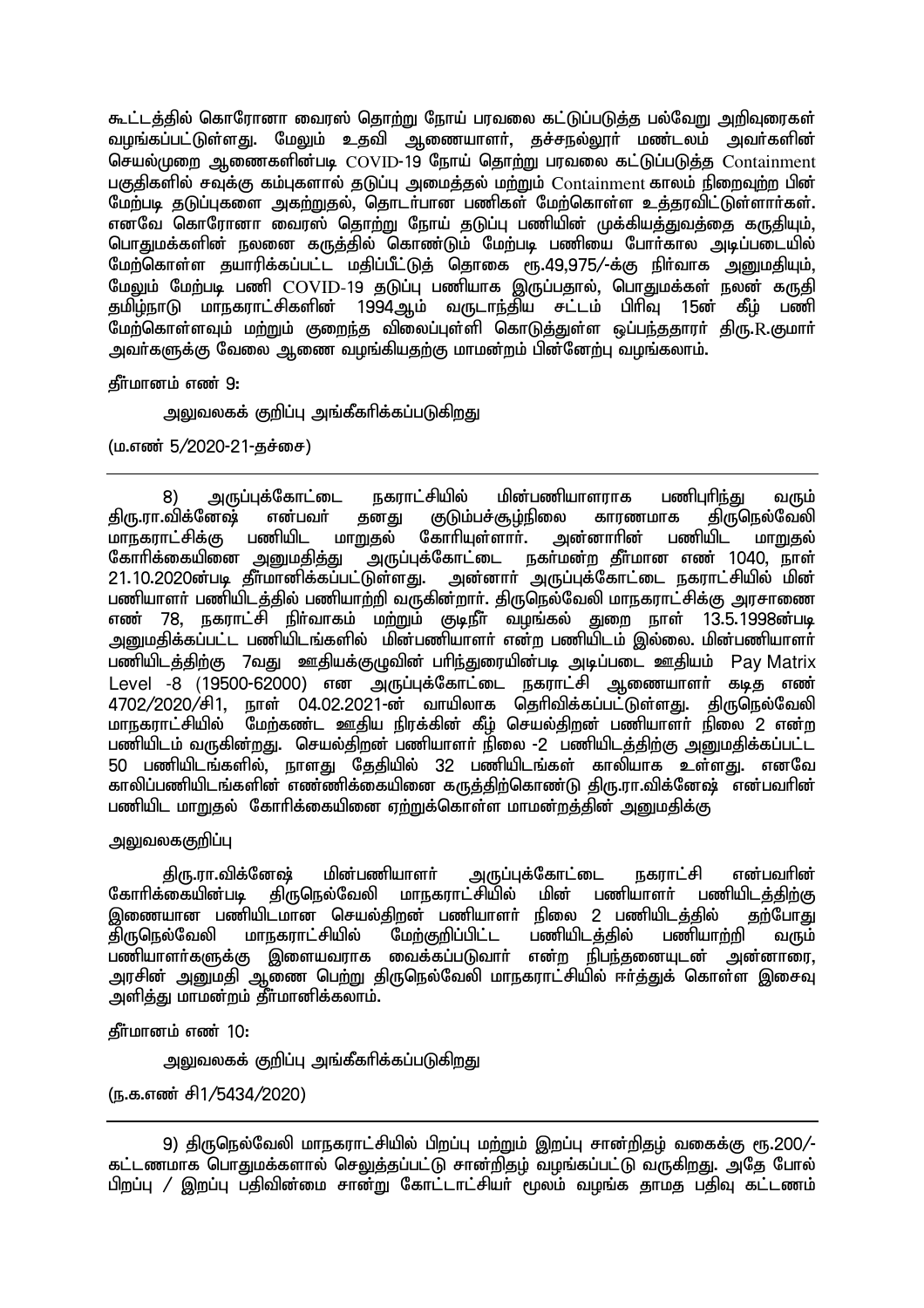கூட்டத்தில் கொரோனா வைரஸ் தொற்று நோய் பரவலை கட்டுப்படுத்த பல்வேறு அறிவுரைகள் வழங்கப்பட்டுள்ளது. மேலும் உதவி ஆணையாளர், தச்சநல்லூர் மண்டலம் அவர்களின் செயல்முறை ஆணைகளின்படி COVID-19 நோய் தொற்று பரவலை கட்டுப்படுத்த Containment பகுதிகளில் சவுக்கு கம்புகளால் தடுப்பு அமைத்தல் மற்றும் Containment காலம் நிறைவுற்ற பின் மேற்படி தடுப்புகளை அகற்றுதல், தொடர்பான பணிகள் மேற்கொள்ள உத்தரவிட்டுள்ளார்கள். எனவே கொரோனா வைரஸ் தொற்று நோய் தடுப்பு பணியின் முக்கியத்துவத்தை கருதியும், பொதுமக்களின் நலனை கருத்தில் கொண்டும் மேற்படி பணியை போர்கால அடிப்படையில் மேற்கொள்ள தயாரிக்கப்பட்ட மதிப்பீட்டுத் தொகை ரூ.49,975/-க்கு நிர்வாக அனுமதியும், மேலும் மேற்படி பணி COVID-19 தடுப்பு பணியாக இருப்பதால், பொதுமக்கள் நலன் கருதி தமிழ்நாடு மாநகராட்சிகளின் 1994ஆம் வருடாந்திய சட்டம் பிரிவு 15ன் கீழ் பணி மேற்கொள்ளவும் மற்றும் குறைந்த விலைப்புள்ளி கொடுத்துள்ள ஒப்பந்ததாரர் திரு.R.குமார் அவர்களுக்கு வேலை ஆணை வழங்கியதற்கு மாமன்றம் பின்னேற்பு வழங்கலாம்.

தீர்மானம் எண் 9:

அலுவலகக் குறிப்பு அங்கீகரிக்கப்படுகிறது

(ம.எண் 5/2020-21-தச்சை)

---

8) அருப்புக்கோட்டை நகராட்சியில் மின்பணியாளராக பணிபுரிந்து வரும் திரு.ரா.விக்னேஷ் என்பவர் தனது குடும்பச்சூழ்நிலை காரணமாக திருநெல்வேலி மாநகராட்சிக்கு பணியிட மாறுதல் கோரியுள்ளார். அன்னாரின் பணியிட மாறுதல் கோரிக்கையினை அனுமதித்து அருப்புக்கோட்டை நகர்மன்ற தீர்மான எண் 1040, நாள் 21.10.2020ன்படி தீர்மானிக்கப்பட்டுள்ளது. அன்னார் அருப்புக்கோட்டை நகராட்சியில் மின் பணியாளர் பணியிடத்தில் பணியாற்றி வருகின்றார். திருநெல்வேலி மாநகராட்சிக்கு அரசாணை எண் 78, நகராட்சி நிர்வாகம் மற்றும் குடிநீர் வழங்கல் துறை நாள் 13.5.1998ன்படி அனுமதிக்கப்பட்ட பணியிடங்களில் மின்பணியாளர் என்ற பணியிடம் இல்லை. மின்பணியாளர் பணியிடத்திற்கு 7வது ஊதியக்குழுவின் பரிந்துரையின்படி அடிப்படை ஊதியம் Pay Matrix Level -8 (19500-62000) என அருப்புக்கோட்டை நகராட்சி ஆணையாளர் கடித எண் 4702/2020/சி1, நாள் 04.02.2021-ன் வாயிலாக தெரிவிக்கப்பட்டுள்ளது. திருநெல்வேலி மாநகராட்சியில் மேற்கண்ட ஊதிய நிரக்கின் கீழ் செயல்திறன் பணியாளர் நிலை 2 என்ற பணியிடம் வருகின்றது. செயல்திறன் பணியாளர் நிலை -2 பணியிடத்திற்கு அனுமதிக்கப்பட்ட 50 பணியிடங்களில், நாளது தேதியில் 32 பணியிடங்கள் காலியாக உள்ளது. எனவே காலிப்பணியிடங்களின் எண்ணிக்கையினை கருத்திற்கொண்டு திரு.ரா.விக்னேஷ் என்பவரின் பணியிட மாறுதல் கோரிக்கையினை ஏற்றுக்கொள்ள மாமன்றத்தின் அனுமதிக்கு

அலுவலககுறிப்பு

திரு.ரா.விக்னேஷ் மின்பணியாளர் அருப்புக்கோட்டை நகராட்சி என்பவரின் கோரிக்கையின்படி திருநெல்வேலி மாநகராட்சியில் மின் பணியாளர் பணியிடத்திற்கு இணையான பணியிடமான செயல்திறன் பணியாளர் நிலை 2 பணியிடத்தில் தற்போது திருநெல்வேலி மாநகராட்சியில் மேற்குறிப்பிட்ட பணியிடத்தில் பணியாற்றி வரும் பணியாளர்களுக்கு இளையவராக வைக்கப்படுவார் என்ற நிபந்தனையுடன் அன்னாரை, அரசின் அனுமதி ஆணை பெற்று திருநெல்வேலி மாநகராட்சியில் ஈர்த்துக் கொள்ள இசைவு அளித்து மாமன்றம் தீர்மானிக்கலாம்.

தீர்மானம் எண் 10:

அலுவலகக் குறிப்பு அங்கீகரிக்கப்படுகிறது

(ந.க.எண் சி1/5434/2020)

---

9) திருநெல்வேலி மாநகராட்சியில் பிறப்பு மற்றும் இறப்பு சான்றிதழ் வகைக்கு ரூ.200/- கட்டணமாக பொதுமக்களால் செலுத்தப்பட்டு சான்றிதழ் வழங்கப்பட்டு வருகிறது. அதே போல் பிறப்பு / இறப்பு பதிவின்மை சான்று கோட்டாட்சியர் மூலம் வழங்க தாமத பதிவு கட்டணம்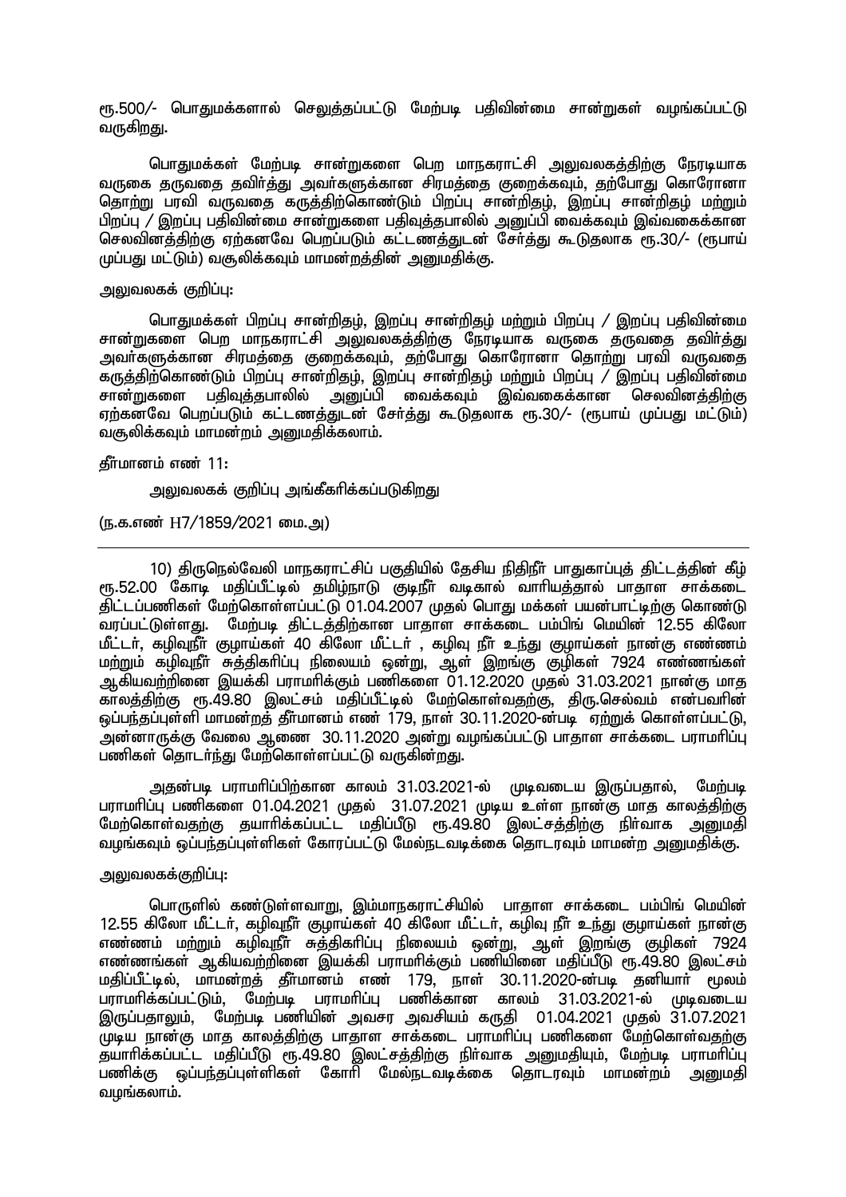ரூ.500/- பொதுமக்களால் செலுத்தப்பட்டு மேற்படி பதிவின்மை சான்றுகள் வழங்கப்பட்டு வருகிறது.

பொதுமக்கள் மேற்படி சான்றுகளை பெற மாநகராட்சி அலுவலகத்திற்கு நேரடியாக வருகை தருவதை தவிர்த்து அவர்களுக்கான சிரமத்தை குறைக்கவும், தற்போது கொரோனா தொற்று பரவி வருவதை கருத்திற்கொண்டும் பிறப்பு சான்றிதழ், இறப்பு சான்றிதழ் மற்றும் பிறப்பு / இறப்பு பதிவின்மை சான்றுகளை பதிவுத்தபாலில் அனுப்பி வைக்கவும் இவ்வகைக்கான செலவினத்திற்கு ஏற்கனவே பெறப்படும் கட்டணத்துடன் சேர்த்து கூடுதலாக ரூ.30/- (ரூபாய் முப்பது மட்டும்) வசூலிக்கவும் மாமன்றத்தின் அனுமதிக்கு.

அலுவலகக் குறிப்பு:

பொதுமக்கள் பிறப்பு சான்றிதழ், இறப்பு சான்றிதழ் மற்றும் பிறப்பு / இறப்பு பதிவின்மை சான்றுகளை பெற மாநகராட்சி அலுவலகத்திற்கு நேரடியாக வருகை தருவதை தவிர்த்து அவர்களுக்கான சிரமத்தை குறைக்கவும், தற்போது கொரோனா தொற்று பரவி வருவதை கருத்திற்கொண்டும் பிறப்பு சான்றிதழ், இறப்பு சான்றிதழ் மற்றும் பிறப்பு / இறப்பு பதிவின்மை சான்றுகளை பதிவுத்தபாலில் அனுப்பி வைக்கவும் இவ்வகைக்கான செலவினத்திற்கு ஏற்கனவே பெறப்படும் கட்டணத்துடன் சேர்த்து கூடுதலாக ரூ.30/- (ரூபாய் முப்பது மட்டும்) வசூலிக்கவும் மாமன்றம் அனுமதிக்கலாம்.

தீர்மானம் எண் 11:

அலுவலகக் குறிப்பு அங்கீகரிக்கப்படுகிறது

(ந.க.எண் H7/1859/2021 மை.அ)

---

10) திருநெல்வேலி மாநகராட்சிப் பகுதியில் தேசிய நிதிநீர் பாதுகாப்புத் திட்டத்தின் கீழ் ரூ.52.00 கோடி மதிப்பீட்டில் தமிழ்நாடு குடிநீர் வடிகால் வாரியத்தால் பாதாள சாக்கடை திட்டப்பணிகள் மேற்கொள்ளப்பட்டு 01.04.2007 முதல் பொது மக்கள் பயன்பாட்டிற்கு கொண்டு வரப்பட்டுள்ளது. மேற்படி திட்டத்திற்கான பாதாள சாக்கடை பம்பிங் மெயின் 12.55 கிலோ மீட்டர், கழிவுநீர் குழாய்கள் 40 கிலோ மீட்டர் , கழிவு நீர் உந்து குழாய்கள் நான்கு எண்ணம் மற்றும் கழிவுநீர் சுத்திகரிப்பு நிலையம் ஒன்று, ஆள் இறங்கு குழிகள் 7924 எண்ணங்கள் ஆகியவற்றினை இயக்கி பராமரிக்கும் பணிகளை 01.12.2020 முதல் 31.03.2021 நான்கு மாத காலத்திற்கு ரூ.49.80 இலட்சம் மதிப்பீட்டில் மேற்கொள்வதற்கு, திரு.செல்வம் என்பவரின் ஒப்பந்தப்புள்ளி மாமன்றத் தீர்மானம் எண் 179, நாள் 30.11.2020-ன்படி ஏற்றுக் கொள்ளப்பட்டு, அன்னாருக்கு வேலை ஆணை 30.11.2020 அன்று வழங்கப்பட்டு பாதாள சாக்கடை பராமரிப்பு பணிகள் தொடர்ந்து மேற்கொள்ளப்பட்டு வருகின்றது.

அதன்படி பராமரிப்பிற்கான காலம் 31.03.2021-ல் முடிவடைய இருப்பதால், மேற்படி பராமரிப்பு பணிகளை 01.04.2021 முதல் 31.07.2021 முடிய உள்ள நான்கு மாத காலத்திற்கு மேற்கொள்வதற்கு தயாரிக்கப்பட்ட மதிப்பீடு ரூ.49.80 இலட்சத்திற்கு நிர்வாக அனுமதி வழங்கவும் ஒப்பந்தப்புள்ளிகள் கோரப்பட்டு மேல்நடவடிக்கை தொடரவும் மாமன்ற அனுமதிக்கு.

அலுவலகக்குறிப்பு:

பொருளில் கண்டுள்ளவாறு, இம்மாநகராட்சியில் பாதாள சாக்கடை பம்பிங் மெயின் 12.55 கிலோ மீட்டர், கழிவுநீர் குழாய்கள் 40 கிலோ மீட்டர், கழிவு நீர் உந்து குழாய்கள் நான்கு எண்ணம் மற்றும் கழிவுநீர் சுத்திகரிப்பு நிலையம் ஒன்று, ஆள் இறங்கு குழிகள் 7924 எண்ணங்கள் ஆகியவற்றினை இயக்கி பராமரிக்கும் பணியினை மதிப்பீடு ரூ.49.80 இலட்சம் மதிப்பீட்டில், மாமன்றத் தீர்மானம் எண் 179, நாள் 30.11.2020-ன்படி தனியார் மூலம் பராமரிக்கப்பட்டும், மேற்படி பராமரிப்பு பணிக்கான காலம் 31.03.2021-ல் முடிவடைய இருப்பதாலும், மேற்படி பணியின் அவசர அவசியம் கருதி 01.04.2021 முதல் 31.07.2021 முடிய நான்கு மாத காலத்திற்கு பாதாள சாக்கடை பராமரிப்பு பணிகளை மேற்கொள்வதற்கு தயாரிக்கப்பட்ட மதிப்பீடு ரூ.49.80 இலட்சத்திற்கு நிர்வாக அனுமதியும், மேற்படி பராமரிப்பு பணிக்கு ஒப்பந்தப்புள்ளிகள் கோரி மேல்நடவடிக்கை தொடரவும் மாமன்றம் அனுமதி வழங்கலாம்.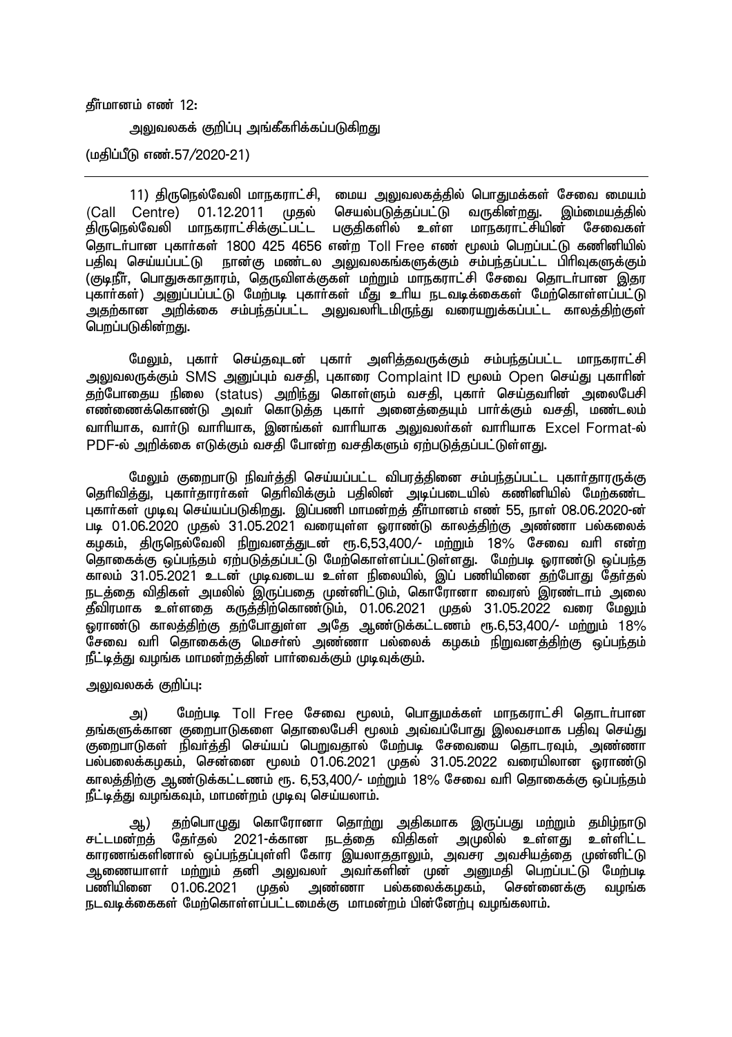தீர்மானம் எண் 12:

அலுவலகக் குறிப்பு அங்கீகரிக்கப்படுகிறது

(மதிப்பீடு எண்.57/2020-21)

---

11) திருநெல்வேலி மாநகராட்சி, மைய அலுவலகத்தில் பொதுமக்கள் சேவை மையம் (Call Centre) 01.12.2011 முதல் செயல்படுத்தப்பட்டு வருகின்றது. இம்மையத்தில் திருநெல்வேலி மாநகராட்சிக்குட்பட்ட பகுதிகளில் உள்ள மாநகராட்சியின் சேவைகள் தொடர்பான புகார்கள் 1800 425 4656 என்ற Toll Free எண் மூலம் பெறப்பட்டு கணினியில் பதிவு செய்யப்பட்டு நான்கு மண்டல அலுவலகங்களுக்கும் சம்பந்தப்பட்ட பிரிவுகளுக்கும் (குடிநீர், பொதுசுகாதாரம், தெருவிளக்குகள் மற்றும் மாநகராட்சி சேவை தொடர்பான இதர புகார்கள்) அனுப்பப்பட்டு மேற்படி புகார்கள் மீது உரிய நடவடிக்கைகள் மேற்கொள்ளப்பட்டு அதற்கான அறிக்கை சம்பந்தப்பட்ட அலுவலரிடமிருந்து வரையறுக்கப்பட்ட காலத்திற்குள் பெறப்படுகின்றது.

மேலும், புகார் செய்தவுடன் புகார் அளித்தவருக்கும் சம்பந்தப்பட்ட மாநகராட்சி அலுவலருக்கும் SMS அனுப்பும் வசதி, புகாரை Complaint ID மூலம் Open செய்து புகாரின் தற்போதைய நிலை (status) அறிந்து கொள்ளும் வசதி, புகார் செய்தவரின் அலைபேசி எண்ணைக்கொண்டு அவர் கொடுத்த புகார் அனைத்தையும் பார்க்கும் வசதி, மண்டலம் வாரியாக, வார்டு வாரியாக, இனங்கள் வாரியாக அலுவலர்கள் வாரியாக Excel Format-ல் PDF-ல் அறிக்கை எடுக்கும் வசதி போன்ற வசதிகளும் ஏற்படுத்தப்பட்டுள்ளது.

மேலும் குறைபாடு நிவர்த்தி செய்யப்பட்ட விபரத்தினை சம்பந்தப்பட்ட புகார்தாரருக்கு தெரிவித்து, புகார்தாரர்கள் தெரிவிக்கும் பதிலின் அடிப்படையில் கணினியில் மேற்கண்ட புகார்கள் முடிவு செய்யப்படுகிறது. இப்பணி மாமன்றத் தீர்மானம் எண் 55, நாள் 08.06.2020-ன் படி 01.06.2020 முதல் 31.05.2021 வரையுள்ள ஓராண்டு காலத்திற்கு அண்ணா பல்கலைக் கழகம், திருநெல்வேலி நிறுவனத்துடன் ரூ.6,53,400/- மற்றும் 18% சேவை வரி என்ற தொகைக்கு ஒப்பந்தம் ஏற்படுத்தப்பட்டு மேற்கொள்ளப்பட்டுள்ளது. மேற்படி ஓராண்டு ஒப்பந்த காலம் 31.05.2021 உடன் முடிவடைய உள்ள நிலையில், இப் பணியினை தற்போது தேர்தல் நடத்தை விதிகள் அமலில் இருப்பதை முன்னிட்டும், கொரோனா வைரஸ் இரண்டாம் அலை தீவிரமாக உள்ளதை கருத்திற்கொண்டும், 01.06.2021 முதல் 31.05.2022 வரை மேலும் ஓராண்டு காலத்திற்கு தற்போதுள்ள அதே ஆண்டுக்கட்டணம் ரூ.6,53,400/- மற்றும் 18% சேவை வரி தொகைக்கு மெசர்ஸ் அண்ணா பல்கலைக் கழகம் நிறுவனத்திற்கு ஒப்பந்தம் நீட்டித்து வழங்க மாமன்றத்தின் பார்வைக்கும் முடிவுக்கும்.

அலுவலகக் குறிப்பு:

அ) மேற்படி Toll Free சேவை மூலம், பொதுமக்கள் மாநகராட்சி தொடர்பான தங்களுக்கான குறைபாடுகளை தொலைபேசி மூலம் அவ்வப்போது இலவசமாக பதிவு செய்து குறைபாடுகள் நிவர்த்தி செய்யப் பெறுவதால் மேற்படி சேவையை தொடரவும், அண்ணா பல்பலைக்கழகம், சென்னை மூலம் 01.06.2021 முதல் 31.05.2022 வரையிலான ஓராண்டு காலத்திற்கு ஆண்டுக்கட்டணம் ரூ. 6,53,400/- மற்றும் 18% சேவை வரி தொகைக்கு ஒப்பந்தம் நீட்டித்து வழங்கவும், மாமன்றம் முடிவு செய்யலாம்.

ஆ) தற்பொழுது கொரோனா தொற்று அதிகமாக இருப்பது மற்றும் தமிழ்நாடு சட்டமன்றத் தேர்தல் 2021-க்கான நடத்தை விதிகள் அமுலில் உள்ளது உள்ளிட்ட காரணங்களினால் ஒப்பந்தப்புள்ளி கோர இயலாததாலும், அவசர அவசியத்தை முன்னிட்டு ஆணையாளர் மற்றும் தனி அலுவலர் அவர்களின் முன் அனுமதி பெறப்பட்டு மேற்படி பணியினை 01.06.2021 முதல் அண்ணா பல்கலைக்கழகம், சென்னைக்கு வழங்க நடவடிக்கைகள் மேற்கொள்ளப்பட்டமைக்கு மாமன்றம் பின்னேற்பு வழங்கலாம்.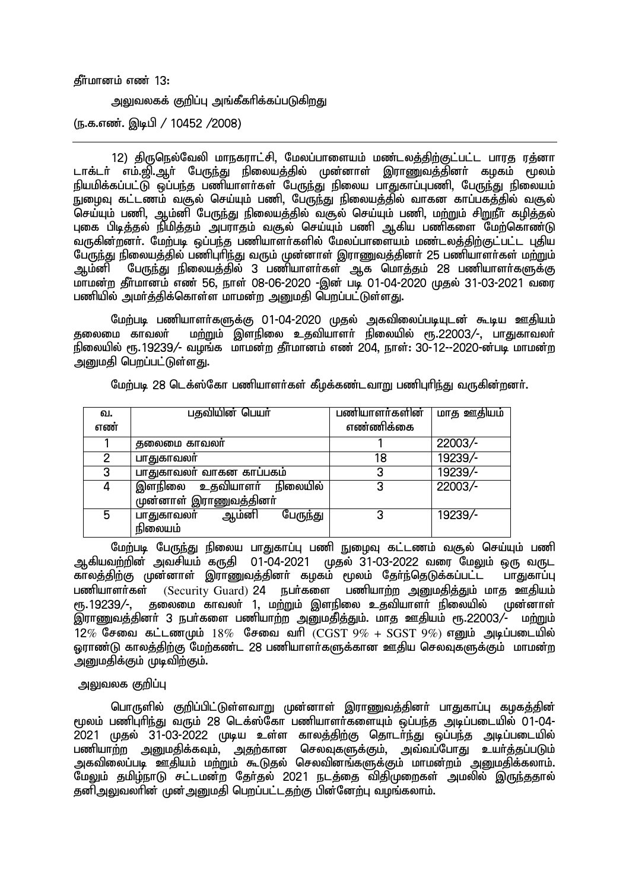தீர்மானம் எண் 13:

அலுவலகக் குறிப்பு அங்கீகரிக்கப்படுகிறது

(ந.க.எண். இடிபி / 10452 /2008)

---

12) திருநெல்வேலி மாநகராட்சி, மேலப்பாளையம் மண்டலத்திற்குட்பட்ட பாரத ரத்னா டாக்டர் எம்.ஜி.ஆர் பேருந்து நிலையத்தில் முன்னாள் இராணுவத்தினர் கழகம் மூலம் நியமிக்கப்பட்டு ஒப்பந்த பணியாளர்கள் பேருந்து நிலைய பாதுகாப்புபணி, பேருந்து நிலையம் நுழைவு கட்டணம் வசூல் செய்யும் பணி, பேருந்து நிலையத்தில் வாகன காப்பகத்தில் வசூல் செய்யும் பணி, ஆம்னி பேருந்து நிலையத்தில் வசூல் செய்யும் பணி, மற்றும் சிறுநீர் கழித்தல் புகை பிடித்தல் நிமித்தம் அபராதம் வசூல் செய்யும் பணி ஆகிய பணிகளை மேற்கொண்டு வருகின்றனர். மேற்படி ஒப்பந்த பணியாளர்களில் மேலப்பாளையம் மண்டலத்திற்குட்பட்ட புதிய பேருந்து நிலையத்தில் பணிபுரிந்து வரும் முன்னாள் இராணுவத்தினர் 25 பணியாளர்கள் மற்றும் ஆம்னி பேருந்து நிலையத்தில் 3 பணியாளர்கள் ஆக மொத்தம் 28 பணியாளர்களுக்கு மாமன்ற தீர்மானம் எண் 56, நாள் 08-06-2020 -இன் படி 01-04-2020 முதல் 31-03-2021 வரை பணியில் அமர்த்திக்கொள்ள மாமன்ற அனுமதி பெறப்பட்டுள்ளது.

மேற்படி பணியாளர்களுக்கு 01-04-2020 முதல் அகவிலைப்படியுடன் கூடிய ஊதியம் தலைமை காவலர் மற்றும் இளநிலை உதவியாளர் நிலையில் ரூ.22003/-, பாதுகாவலர் நிலையில் ரூ.19239/- வழங்க மாமன்ற தீர்மானம் எண் 204, நாள்: 30-12--2020-ன்படி மாமன்ற அனுமதி பெறப்பட்டுள்ளது.

மேற்படி 28 டெக்ஸ்கோ பணியாளர்கள் கீழ்க்கண்டவாறு பணிபுரிந்து வருகின்றனர்.

| வ. எண் | பதவியின் பெயர் | பணியாளர்களின் எண்ணிக்கை | மாத ஊதியம் |
|---|---|---|---|
| 1 | தலைமை காவலர் | 1 | 22003/- |
| 2 | பாதுகாவலர் | 18 | 19239/- |
| 3 | பாதுகாவலர் வாகன காப்பகம் | 3 | 19239/- |
| 4 | இளநிலை உதவியாளர் நிலையில் முன்னாள் இராணுவத்தினர் | 3 | 22003/- |
| 5 | பாதுகாவலர் ஆம்னி பேருந்து நிலையம் | 3 | 19239/- |

மேற்படி பேருந்து நிலைய பாதுகாப்பு பணி நுழைவு கட்டணம் வசூல் செய்யும் பணி ஆகியவற்றின் அவசியம் கருதி 01-04-2021 முதல் 31-03-2022 வரை மேலும் ஒரு வருட காலத்திற்கு முன்னாள் இராணுவத்தினர் கழகம் மூலம் தேர்ந்தெடுக்கப்பட்ட பாதுகாப்பு பணியாளர்கள் (Security Guard) 24 நபர்களை பணியாற்ற அனுமதித்தும் மாத ஊதியம் ரூ.19239/-, தலைமை காவலர் 1, மற்றும் இளநிலை உதவியாளர் நிலையில் முன்னாள் இராணுவத்தினர் 3 நபர்களை பணியாற்ற அனுமதித்தும். மாத ஊதியம் ரூ.22003/- மற்றும் 12% சேவை கட்டணமும் 18% சேவை வரி (CGST 9% + SGST 9%) எனும் அடிப்படையில் ஓராண்டு காலத்திற்கு மேற்கண்ட 28 பணியாளர்களுக்கான ஊதிய செலவுகளுக்கும் மாமன்ற அனுமதிக்கும் முடிவிற்கும்.

அலுவலக குறிப்பு

பொருளில் குறிப்பிட்டுள்ளவாறு முன்னாள் இராணுவத்தினர் பாதுகாப்பு கழகத்தின் மூலம் பணிபுரிந்து வரும் 28 டெக்ஸ்கோ பணியாளர்களையும் ஒப்பந்த அடிப்படையில் 01-04-2021 முதல் 31-03-2022 முடிய உள்ள காலத்திற்கு தொடர்ந்து ஒப்பந்த அடிப்படையில் பணியாற்ற அனுமதிக்கவும், அதற்கான செலவுகளுக்கும், அவ்வப்போது உயர்த்தப்படும் அகவிலைப்படி ஊதியம் மற்றும் கூடுதல் செலவினங்களுக்கும் மாமன்றம் அனுமதிக்கலாம். மேலும் தமிழ்நாடு சட்டமன்ற தேர்தல் 2021 நடத்தை விதிமுறைகள் அமலில் இருந்ததால் தனிஅலுவலரின் முன்அனுமதி பெறப்பட்டதற்கு பின்னேற்பு வழங்கலாம்.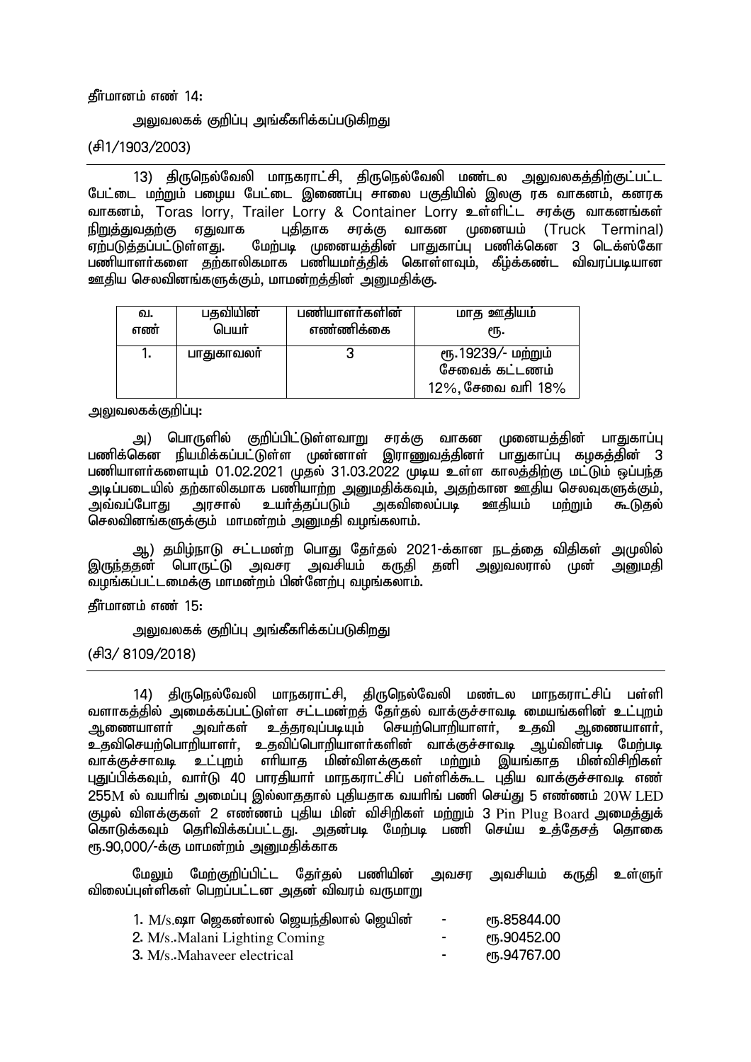தீர்மானம் எண் 14:

அலுவலகக் குறிப்பு அங்கீகரிக்கப்படுகிறது

(சி1/1903/2003)

---

13) திருநெல்வேலி மாநகராட்சி, திருநெல்வேலி மண்டல அலுவலகத்திற்குட்பட்ட பேட்டை மற்றும் பழைய பேட்டை இணைப்பு சாலை பகுதியில் இலகு ரக வாகனம், கனரக வாகனம், Toras lorry, Trailer Lorry & Container Lorry உள்ளிட்ட சரக்கு வாகனங்கள் நிறுத்துவதற்கு ஏதுவாக புதிதாக சரக்கு வாகன முனையம் (Truck Terminal) ஏற்படுத்தப்பட்டுள்ளது. மேற்படி முனையத்தின் பாதுகாப்பு பணிக்கென 3 டெக்ஸ்கோ பணியாளர்களை தற்காலிகமாக பணியமர்த்திக் கொள்ளவும், கீழ்க்கண்ட விவரப்படியான ஊதிய செலவினங்களுக்கும், மாமன்றத்தின் அனுமதிக்கு.

| வ. எண் | பதவியின் பெயர் | பணியாளர்களின் எண்ணிக்கை | மாத ஊதியம் ரூ. |
|---|---|---|---|
| 1. | பாதுகாவலர் | 3 | ரூ.19239/- மற்றும் சேவைக் கட்டணம் 12%, சேவை வரி 18% |

அலுவலகக்குறிப்பு:

அ) பொருளில் குறிப்பிட்டுள்ளவாறு சரக்கு வாகன முனையத்தின் பாதுகாப்பு பணிக்கென நியமிக்கப்பட்டுள்ள முன்னாள் இராணுவத்தினர் பாதுகாப்பு கழகத்தின் 3 பணியாளர்களையும் 01.02.2021 முதல் 31.03.2022 முடிய உள்ள காலத்திற்கு மட்டும் ஒப்பந்த அடிப்படையில் தற்காலிகமாக பணியாற்ற அனுமதிக்கவும், அதற்கான ஊதிய செலவுகளுக்கும், அவ்வப்போது அரசால் உயர்த்தப்படும் அகவிலைப்படி ஊதியம் மற்றும் கூடுதல் செலவினங்களுக்கும் மாமன்றம் அனுமதி வழங்கலாம்.

ஆ) தமிழ்நாடு சட்டமன்ற பொது தேர்தல் 2021-க்கான நடத்தை விதிகள் அமுலில் இருந்ததன் பொருட்டு அவசர அவசியம் கருதி தனி அலுவலரால் முன் அனுமதி வழங்கப்பட்டமைக்கு மாமன்றம் பின்னேற்பு வழங்கலாம்.

தீர்மானம் எண் 15:

அலுவலகக் குறிப்பு அங்கீகரிக்கப்படுகிறது

(சி3/ 8109/2018)

---

14) திருநெல்வேலி மாநகராட்சி, திருநெல்வேலி மண்டல மாநகராட்சிப் பள்ளி வளாகத்தில் அமைக்கப்பட்டுள்ள சட்டமன்றத் தேர்தல் வாக்குச்சாவடி மையங்களின் உட்புறம் ஆணையாளர் அவர்கள் உத்தரவுப்படியும் செயற்பொறியாளர், உதவி ஆணையாளர், உதவிசெயற்பொறியாளர், உதவிப்பொறியாளர்களின் வாக்குச்சாவடி ஆய்வின்படி மேற்படி வாக்குச்சாவடி உட்புறம் எரியாத மின்விளக்குகள் மற்றும் இயங்காத மின்விசிறிகள் புதுப்பிக்கவும், வார்டு 40 பாரதியார் மாநகராட்சிப் பள்ளிக்கூட புதிய வாக்குச்சாவடி எண் 255M ல் வயரிங் அமைப்பு இல்லாததால் புதியதாக வயரிங் பணி செய்து 5 எண்ணம் 20W LED குழல் விளக்குகள் 2 எண்ணம் புதிய மின் விசிறிகள் மற்றும் 3 Pin Plug Board அமைத்துக் கொடுக்கவும் தெரிவிக்கப்பட்டது. அதன்படி மேற்படி பணி செய்ய உத்தேசத் தொகை ரூ.90,000/-க்கு மாமன்றம் அனுமதிக்காக

மேலும் மேற்குறிப்பிட்ட தேர்தல் பணியின் அவசர அவசியம் கருதி உள்ளூர் விலைப்புள்ளிகள் பெறப்பட்டன அதன் விவரம் வருமாறு

1. M/s.ஷா ஜெகன்லால் ஜெயந்திலால் ஜெயின் - ரூ.85844.00
2. M/s..Malani Lighting Coming - ரூ.90452.00
3. M/s..Mahaveer electrical - ரூ.94767.00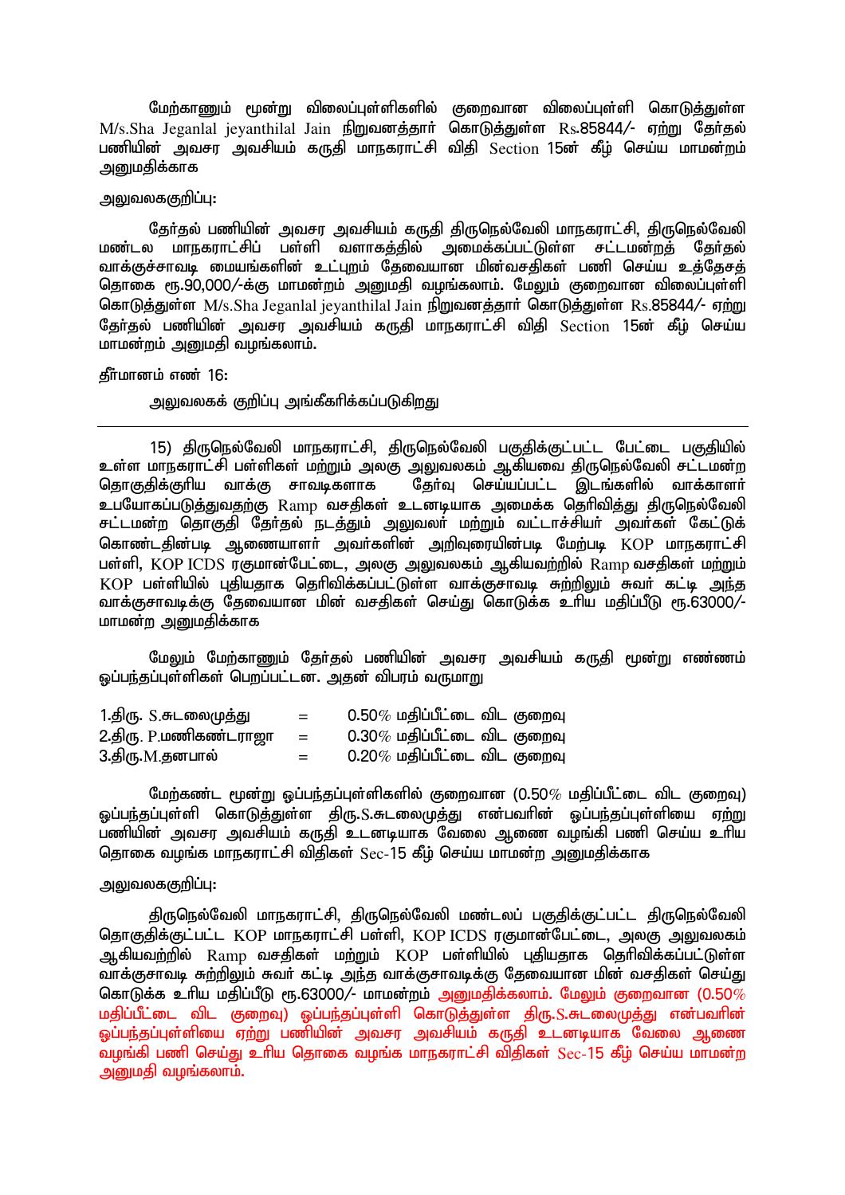மேற்காணும் மூன்று விலைப்புள்ளிகளில் குறைவான விலைப்புள்ளி கொடுத்துள்ள M/s.Sha Jeganlal jeyanthilal Jain நிறுவனத்தார் கொடுத்துள்ள Rs.85844/- ஏற்று தேர்தல் பணியின் அவசர அவசியம் கருதி மாநகராட்சி விதி Section 15ன் கீழ் செய்ய மாமன்றம் அனுமதிக்காக

அலுவலககுறிப்பு:

தேர்தல் பணியின் அவசர அவசியம் கருதி திருநெல்வேலி மாநகராட்சி, திருநெல்வேலி மண்டல மாநகராட்சிப் பள்ளி வளாகத்தில் அமைக்கப்பட்டுள்ள சட்டமன்றத் தேர்தல் வாக்குச்சாவடி மையங்களின் உட்புறம் தேவையான மின்வசதிகள் பணி செய்ய உத்தேசத் தொகை ரூ.90,000/-க்கு மாமன்றம் அனுமதி வழங்கலாம். மேலும் குறைவான விலைப்புள்ளி கொடுத்துள்ள M/s.Sha Jeganlal jeyanthilal Jain நிறுவனத்தார் கொடுத்துள்ள Rs.85844/- ஏற்று தேர்தல் பணியின் அவசர அவசியம் கருதி மாநகராட்சி விதி Section 15ன் கீழ் செய்ய மாமன்றம் அனுமதி வழங்கலாம்.

தீர்மானம் எண் 16:

அலுவலகக் குறிப்பு அங்கீகரிக்கப்படுகிறது

---

15) திருநெல்வேலி மாநகராட்சி, திருநெல்வேலி பகுதிக்குட்பட்ட பேட்டை பகுதியில் உள்ள மாநகராட்சி பள்ளிகள் மற்றும் அலகு அலுவலகம் ஆகியவை திருநெல்வேலி சட்டமன்ற தொகுதிக்குரிய வாக்கு சாவடிகளாக தேர்வு செய்யப்பட்ட இடங்களில் வாக்காளர் உபயோகப்படுத்துவதற்கு Ramp வசதிகள் உடனடியாக அமைக்க தெரிவித்து திருநெல்வேலி சட்டமன்ற தொகுதி தேர்தல் நடத்தும் அலுவலர் மற்றும் வட்டாச்சியர் அவர்கள் கேட்டுக் கொண்டதின்படி ஆணையாளர் அவர்களின் அறிவுரையின்படி மேற்படி KOP மாநகராட்சி பள்ளி, KOP ICDS ரகுமான்பேட்டை, அலகு அலுவலகம் ஆகியவற்றில் Ramp வசதிகள் மற்றும் KOP பள்ளியில் புதியதாக தெரிவிக்கப்பட்டுள்ள வாக்குசாவடி சுற்றிலும் சுவர் கட்டி அந்த வாக்குசாவடிக்கு தேவையான மின் வசதிகள் செய்து கொடுக்க உரிய மதிப்பீடு ரூ.63000/- மாமன்ற அனுமதிக்காக

மேலும் மேற்காணும் தேர்தல் பணியின் அவசர அவசியம் கருதி மூன்று எண்ணம் ஒப்பந்தப்புள்ளிகள் பெறப்பட்டன. அதன் விபரம் வருமாறு

1.திரு. S.சுடலைமுத்து = 0.50% மதிப்பீட்டை விட குறைவு
2.திரு. P.மணிகண்டராஜா = 0.30% மதிப்பீட்டை விட குறைவு
3.திரு.M.தனபால் = 0.20% மதிப்பீட்டை விட குறைவு

மேற்கண்ட மூன்று ஒப்பந்தப்புள்ளிகளில் குறைவான (0.50% மதிப்பீட்டை விட குறைவு) ஒப்பந்தப்புள்ளி கொடுத்துள்ள திரு.S.சுடலைமுத்து என்பவரின் ஒப்பந்தப்புள்ளியை ஏற்று பணியின் அவசர அவசியம் கருதி உடனடியாக வேலை ஆணை வழங்கி பணி செய்ய உரிய தொகை வழங்க மாநகராட்சி விதிகள் Sec-15 கீழ் செய்ய மாமன்ற அனுமதிக்காக

அலுவலககுறிப்பு:

திருநெல்வேலி மாநகராட்சி, திருநெல்வேலி மண்டலப் பகுதிக்குட்பட்ட திருநெல்வேலி தொகுதிக்குட்பட்ட KOP மாநகராட்சி பள்ளி, KOP ICDS ரகுமான்பேட்டை, அலகு அலுவலகம் ஆகியவற்றில் Ramp வசதிகள் மற்றும் KOP பள்ளியில் புதியதாக தெரிவிக்கப்பட்டுள்ள வாக்குசாவடி சுற்றிலும் சுவர் கட்டி அந்த வாக்குசாவடிக்கு தேவையான மின் வசதிகள் செய்து கொடுக்க உரிய மதிப்பீடு ரூ.63000/- மாமன்றம் அனுமதிக்கலாம். மேலும் குறைவான (0.50% மதிப்பீட்டை விட குறைவு) ஒப்பந்தப்புள்ளி கொடுத்துள்ள திரு.S.சுடலைமுத்து என்பவரின் ஒப்பந்தப்புள்ளியை ஏற்று பணியின் அவசர அவசியம் கருதி உடனடியாக வேலை ஆணை வழங்கி பணி செய்து உரிய தொகை வழங்க மாநகராட்சி விதிகள் Sec-15 கீழ் செய்ய மாமன்ற அனுமதி வழங்கலாம்.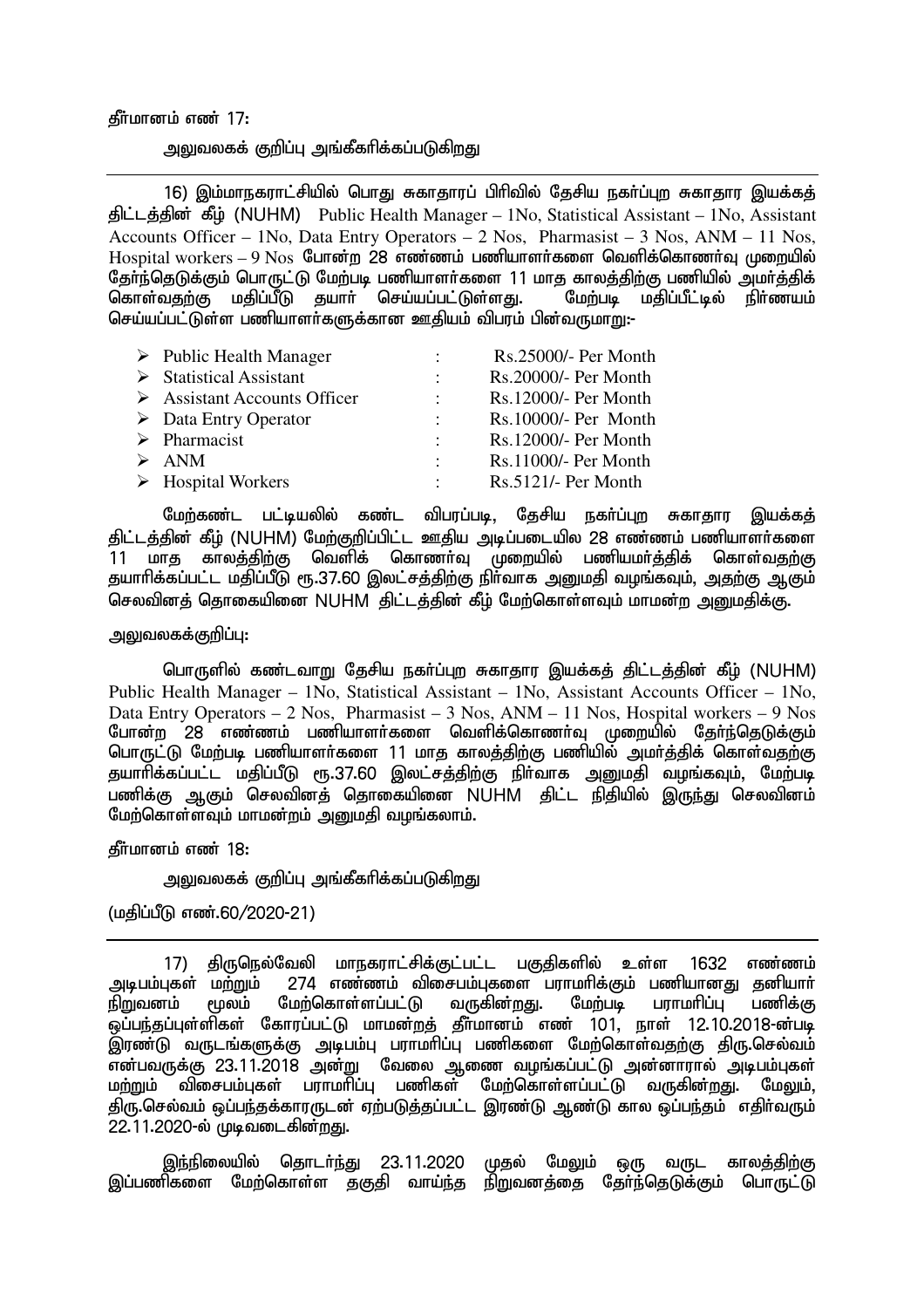தீர்மானம் எண் 17:

அலுவலகக் குறிப்பு அங்கீகரிக்கப்படுகிறது

---

16) இம்மாநகராட்சியில் பொது சுகாதாரப் பிரிவில் தேசிய நகர்ப்புற சுகாதார இயக்கத் திட்டத்தின் கீழ் (NUHM) Public Health Manager – 1No, Statistical Assistant – 1No, Assistant Accounts Officer – 1No, Data Entry Operators – 2 Nos, Pharmasist – 3 Nos, ANM – 11 Nos, Hospital workers – 9 Nos போன்ற 28 எண்ணம் பணியாளர்களை வெளிக்கொணர்வு முறையில் தேர்ந்தெடுக்கும் பொருட்டு மேற்படி பணியாளர்களை 11 மாத காலத்திற்கு பணியில் அமர்த்திக் கொள்வதற்கு மதிப்பீடு தயார் செய்யப்பட்டுள்ளது. மேற்படி மதிப்பீட்டில் நிர்ணயம் செய்யப்பட்டுள்ள பணியாளர்களுக்கான ஊதியம் விபரம் பின்வருமாறு:-

- Public Health Manager : Rs.25000/- Per Month
- Statistical Assistant : Rs.20000/- Per Month
- Assistant Accounts Officer : Rs.12000/- Per Month
- Data Entry Operator : Rs.10000/- Per Month
- Pharmacist : Rs.12000/- Per Month
- ANM : Rs.11000/- Per Month
- Hospital Workers : Rs.5121/- Per Month

மேற்கண்ட பட்டியலில் கண்ட விபரப்படி, தேசிய நகர்ப்புற சுகாதார இயக்கத் திட்டத்தின் கீழ் (NUHM) மேற்குறிப்பிட்ட ஊதிய அடிப்படையில 28 எண்ணம் பணியாளர்களை 11 மாத காலத்திற்கு வெளிக் கொணர்வு முறையில் பணியமர்த்திக் கொள்வதற்கு தயாரிக்கப்பட்ட மதிப்பீடு ரூ.37.60 இலட்சத்திற்கு நிர்வாக அனுமதி வழங்கவும், அதற்கு ஆகும் செலவினத் தொகையினை NUHM திட்டத்தின் கீழ் மேற்கொள்ளவும் மாமன்ற அனுமதிக்கு.

அலுவலகக்குறிப்பு:

பொருளில் கண்டவாறு தேசிய நகர்ப்புற சுகாதார இயக்கத் திட்டத்தின் கீழ் (NUHM) Public Health Manager – 1No, Statistical Assistant – 1No, Assistant Accounts Officer – 1No, Data Entry Operators – 2 Nos, Pharmasist – 3 Nos, ANM – 11 Nos, Hospital workers – 9 Nos போன்ற 28 எண்ணம் பணியாளர்களை வெளிக்கொணர்வு முறையில் தேர்ந்தெடுக்கும் பொருட்டு மேற்படி பணியாளர்களை 11 மாத காலத்திற்கு பணியில் அமர்த்திக் கொள்வதற்கு தயாரிக்கப்பட்ட மதிப்பீடு ரூ.37.60 இலட்சத்திற்கு நிர்வாக அனுமதி வழங்கவும், மேற்படி பணிக்கு ஆகும் செலவினத் தொகையினை NUHM திட்ட நிதியில் இருந்து செலவினம் மேற்கொள்ளவும் மாமன்றம் அனுமதி வழங்கலாம்.

தீர்மானம் எண் 18:

அலுவலகக் குறிப்பு அங்கீகரிக்கப்படுகிறது

(மதிப்பீடு எண்.60/2020-21)

---

17) திருநெல்வேலி மாநகராட்சிக்குட்பட்ட பகுதிகளில் உள்ள 1632 எண்ணம் அடிபம்புகள் மற்றும் 274 எண்ணம் விசைபம்புகளை பராமரிக்கும் பணியானது தனியார் நிறுவனம் மூலம் மேற்கொள்ளப்பட்டு வருகின்றது. மேற்படி பராமரிப்பு பணிக்கு ஒப்பந்தப்புள்ளிகள் கோரப்பட்டு மாமன்றத் தீர்மானம் எண் 101, நாள் 12.10.2018-ன்படி இரண்டு வருடங்களுக்கு அடிபம்பு பராமரிப்பு பணிகளை மேற்கொள்வதற்கு திரு.செல்வம் என்பவருக்கு 23.11.2018 அன்று வேலை ஆணை வழங்கப்பட்டு அன்னாரால் அடிபம்புகள் மற்றும் விசைபம்புகள் பராமரிப்பு பணிகள் மேற்கொள்ளப்பட்டு வருகின்றது. மேலும், திரு.செல்வம் ஒப்பந்தக்காரருடன் ஏற்படுத்தப்பட்ட இரண்டு ஆண்டு கால ஒப்பந்தம் எதிர்வரும் 22.11.2020-ல் முடிவடைகின்றது.

இந்நிலையில் தொடர்ந்து 23.11.2020 முதல் மேலும் ஒரு வருட காலத்திற்கு இப்பணிகளை மேற்கொள்ள தகுதி வாய்ந்த நிறுவனத்தை தேர்ந்தெடுக்கும் பொருட்டு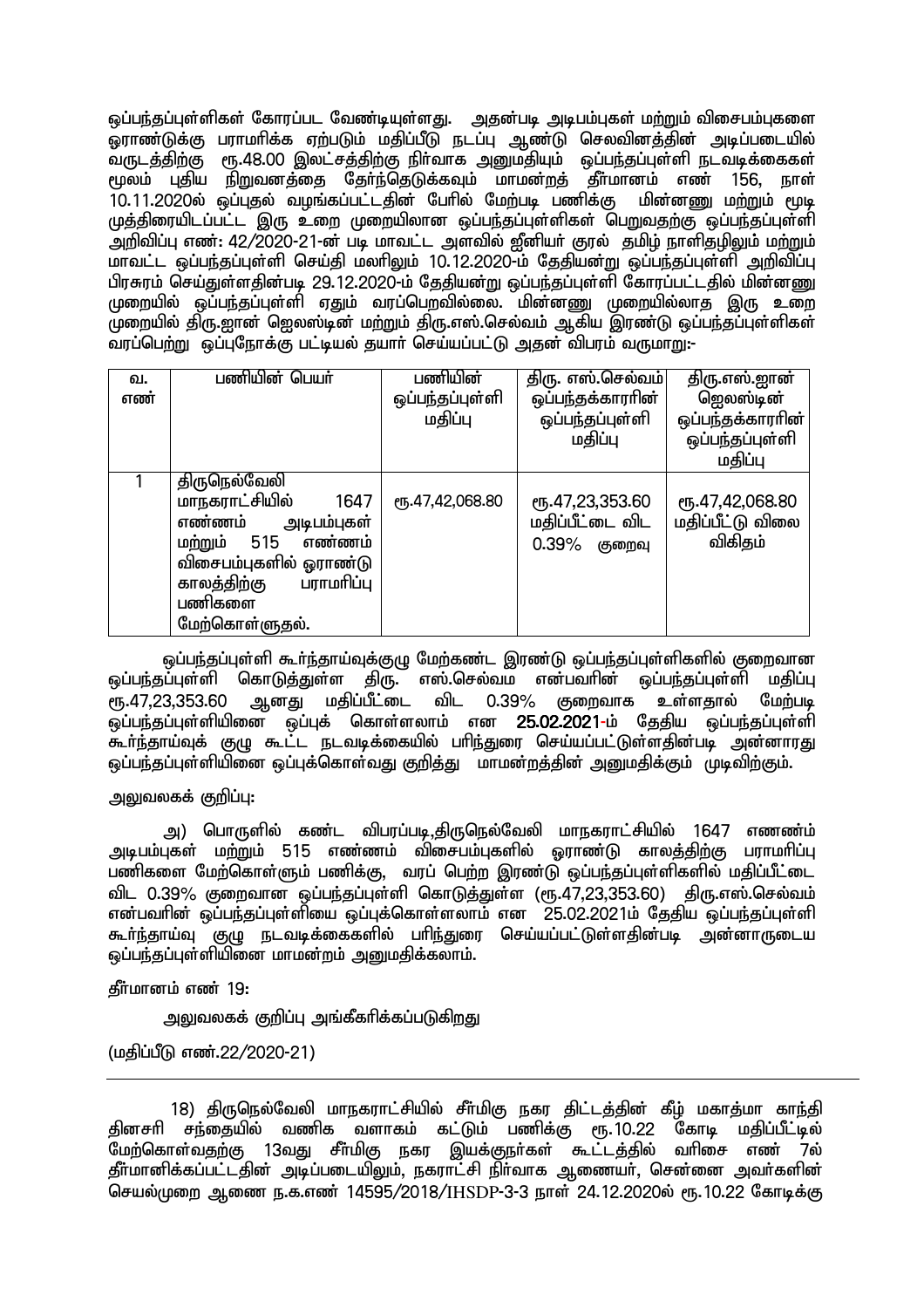ஒப்பந்தப்புள்ளிகள் கோரப்பட வேண்டியுள்ளது. அதன்படி அடிபம்புகள் மற்றும் விசைபம்புகளை ஓராண்டுக்கு பராமரிக்க ஏற்படும் மதிப்பீடு நடப்பு ஆண்டு செலவினத்தின் அடிப்படையில் வருடத்திற்கு ரூ.48.00 இலட்சத்திற்கு நிர்வாக அனுமதியும் ஒப்பந்தப்புள்ளி நடவடிக்கைகள் மூலம் புதிய நிறுவனத்தை தேர்ந்தெடுக்கவும் மாமன்றத் தீர்மானம் எண் 156, நாள் 10.11.2020ல் ஒப்புதல் வழங்கப்பட்டதின் பேரில் மேற்படி பணிக்கு மின்னணு மற்றும் மூடி முத்திரையிடப்பட்ட இரு உறை முறையிலான ஒப்பந்தப்புள்ளிகள் பெறுவதற்கு ஒப்பந்தப்புள்ளி அறிவிப்பு எண்: 42/2020-21-ன் படி மாவட்ட அளவில் ஜீனியர் குரல் தமிழ் நாளிதழிலும் மற்றும் மாவட்ட ஒப்பந்தப்புள்ளி செய்தி மலரிலும் 10.12.2020-ம் தேதியன்று ஒப்பந்தப்புள்ளி அறிவிப்பு பிரசுரம் செய்துள்ளதின்படி 29.12.2020-ம் தேதியன்று ஒப்பந்தப்புள்ளி கோரப்பட்டதில் மின்னணு முறையில் ஒப்பந்தப்புள்ளி ஏதும் வரப்பெறவில்லை. மின்னணு முறையில்லாத இரு உறை முறையில் திரு.ஜான் ஜெலஸ்டின் மற்றும் திரு.எஸ்.செல்வம் ஆகிய இரண்டு ஒப்பந்தப்புள்ளிகள் வரப்பெற்று ஒப்புநோக்கு பட்டியல் தயார் செய்யப்பட்டு அதன் விபரம் வருமாறு:-

| வ. எண் | பணியின் பெயர் | பணியின் ஒப்பந்தப்புள்ளி மதிப்பு | திரு. எஸ்.செல்வம் ஒப்பந்தக்காரரின் ஒப்பந்தப்புள்ளி மதிப்பு | திரு.எஸ்.ஜான் ஜெலஸ்டின் ஒப்பந்தக்காரரின் ஒப்பந்தப்புள்ளி மதிப்பு |
|---|---|---|---|---|
| 1 | திருநெல்வேலி மாநகராட்சியில் 1647 எண்ணம் அடிபம்புகள் மற்றும் 515 எண்ணம் விசைபம்புகளில் ஓராண்டு காலத்திற்கு பராமரிப்பு பணிகளை மேற்கொள்ளுதல். | ரூ.47,42,068.80 | ரூ.47,23,353.60 மதிப்பீட்டை விட 0.39% குறைவு | ரூ.47,42,068.80 மதிப்பீட்டு விலை விகிதம் |

ஒப்பந்தப்புள்ளி கூர்ந்தாய்வுக்குழு மேற்கண்ட இரண்டு ஒப்பந்தப்புள்ளிகளில் குறைவான ஒப்பந்தப்புள்ளி கொடுத்துள்ள திரு. எஸ்.செல்வம் என்பவரின் ஒப்பந்தப்புள்ளி மதிப்பு ரூ.47,23,353.60 ஆனது மதிப்பீட்டை விட 0.39% குறைவாக உள்ளதால் மேற்படி ஒப்பந்தப்புள்ளியினை ஒப்புக் கொள்ளலாம் என **25.02.2021**-ம் தேதிய ஒப்பந்தப்புள்ளி கூர்ந்தாய்வுக் குழு கூட்ட நடவடிக்கையில் பரிந்துரை செய்யப்பட்டுள்ளதின்படி அன்னாரது ஒப்பந்தப்புள்ளியினை ஒப்புக்கொள்வது குறித்து மாமன்றத்தின் அனுமதிக்கும் முடிவிற்கும்.

அலுவலகக் குறிப்பு:

அ) பொருளில் கண்ட விபரப்படி,திருநெல்வேலி மாநகராட்சியில் 1647 எணண்ம் அடிபம்புகள் மற்றும் 515 எண்ணம் விசைபம்புகளில் ஓராண்டு காலத்திற்கு பராமரிப்பு பணிகளை மேற்கொள்ளும் பணிக்கு, வரப் பெற்ற இரண்டு ஒப்பந்தப்புள்ளிகளில் மதிப்பீட்டை விட 0.39% குறைவான ஒப்பந்தப்புள்ளி கொடுத்துள்ள (ரூ.47,23,353.60) திரு.எஸ்.செல்வம் என்பவரின் ஒப்பந்தப்புள்ளியை ஒப்புக்கொள்ளலாம் என 25.02.2021ம் தேதிய ஒப்பந்தப்புள்ளி கூர்ந்தாய்வு குழு நடவடிக்கைகளில் பரிந்துரை செய்யப்பட்டுள்ளதின்படி அன்னாருடைய ஒப்பந்தப்புள்ளியினை மாமன்றம் அனுமதிக்கலாம்.

தீர்மானம் எண் 19:

அலுவலகக் குறிப்பு அங்கீகரிக்கப்படுகிறது

(மதிப்பீடு எண்.22/2020-21)

---

18) திருநெல்வேலி மாநகராட்சியில் சீர்மிகு நகர திட்டத்தின் கீழ் மகாத்மா காந்தி தினசரி சந்தையில் வணிக வளாகம் கட்டும் பணிக்கு ரூ.10.22 கோடி மதிப்பீட்டில் மேற்கொள்வதற்கு 13வது சீர்மிகு நகர இயக்குநர்கள் கூட்டத்தில் வரிசை எண் 7ல் தீர்மானிக்கப்பட்டதின் அடிப்படையிலும், நகராட்சி நிர்வாக ஆணையர், சென்னை அவர்களின் செயல்முறை ஆணை ந.க.எண் 14595/2018/IHSDP-3-3 நாள் 24.12.2020ல் ரூ.10.22 கோடிக்கு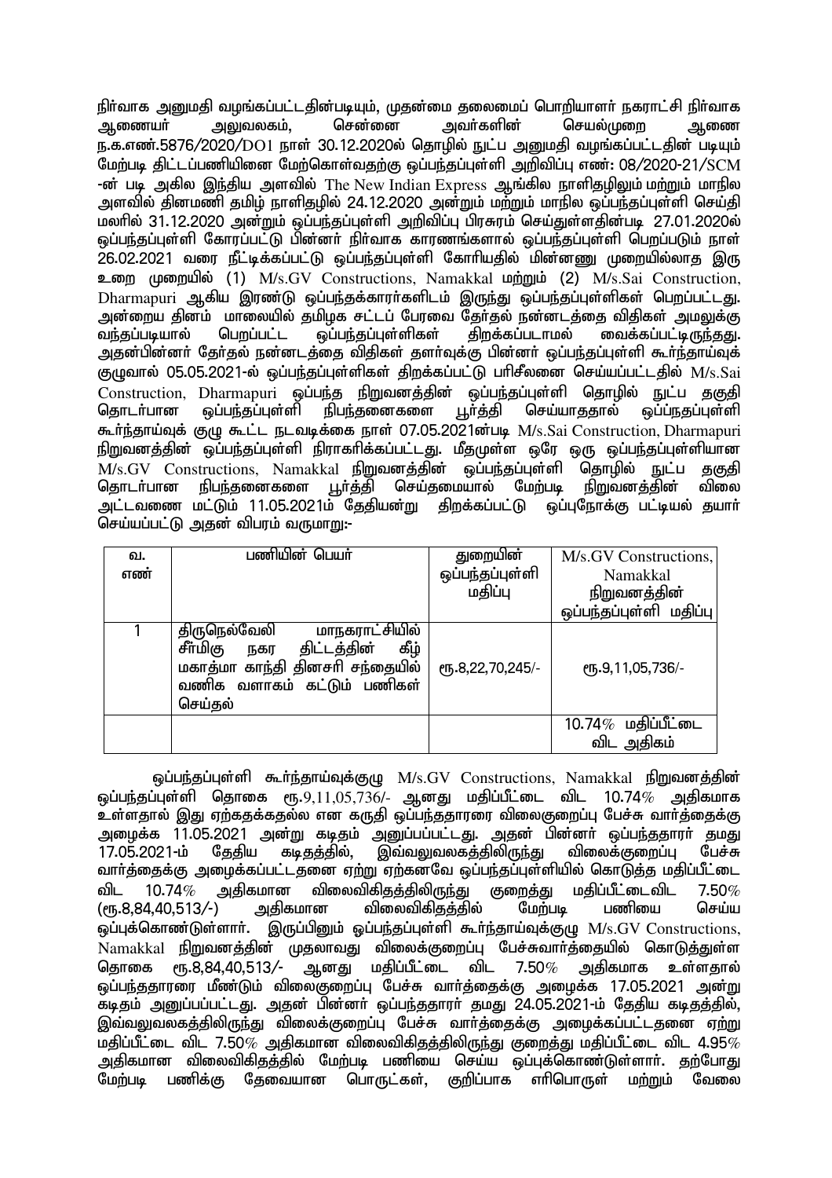நிர்வாக அனுமதி வழங்கப்பட்டதின்படியும், முதன்மை தலைமைப் பொறியாளர் நகராட்சி நிர்வாக ஆணையர் அலுவலகம், சென்னை அவர்களின் செயல்முறை ஆணை ந.க.எண்.5876/2020/DO1 நாள் 30.12.2020ல் தொழில் நுட்ப அனுமதி வழங்கப்பட்டதின் படியும் மேற்படி திட்டப்பணியினை மேற்கொள்வதற்கு ஒப்பந்தப்புள்ளி அறிவிப்பு எண்: 08/2020-21/SCM -ன் படி அகில இந்திய அளவில் The New Indian Express ஆங்கில நாளிதழிலும் மற்றும் மாநில அளவில் தினமணி தமிழ் நாளிதழில் 24.12.2020 அன்றும் மற்றும் மாநில ஒப்பந்தப்புள்ளி செய்தி மலரில் 31.12.2020 அன்றும் ஒப்பந்தப்புள்ளி அறிவிப்பு பிரசுரம் செய்துள்ளதின்படி 27.01.2020ல் ஒப்பந்தப்புள்ளி கோரப்பட்டு பின்னர் நிர்வாக காரணங்களால் ஒப்பந்தப்புள்ளி பெறப்படும் நாள் 26.02.2021 வரை நீட்டிக்கப்பட்டு ஒப்பந்தப்புள்ளி கோரியதில் மின்னணு முறையில்லாத இரு உறை முறையில் (1) M/s.GV Constructions, Namakkal மற்றும் (2) M/s.Sai Construction, Dharmapuri ஆகிய இரண்டு ஒப்பந்தக்காரர்களிடம் இருந்து ஒப்பந்தப்புள்ளிகள் பெறப்பட்டது. அன்றைய தினம் மாலையில் தமிழக சட்டப் பேரவை தேர்தல் நன்னடத்தை விதிகள் அமுலுக்கு வந்தப்படியால் பெறப்பட்ட ஒப்பந்தப்புள்ளிகள் திறக்கப்படாமல் வைக்கப்பட்டிருந்தது. அதன்பின்னர் தேர்தல் நன்னடத்தை விதிகள் தளர்வுக்கு பின்னர் ஒப்பந்தப்புள்ளி கூர்ந்தாய்வுக் குழுவால் 05.05.2021-ல் ஒப்பந்தப்புள்ளிகள் திறக்கப்பட்டு பரிசீலனை செய்யப்பட்டதில் M/s.Sai Construction, Dharmapuri ஒப்பந்த நிறுவனத்தின் ஒப்பந்தப்புள்ளி தொழில் நுட்ப தகுதி தொடர்பான ஒப்பந்தப்புள்ளி நிபந்தனைகளை பூர்த்தி செய்யாததால் ஒப்பநதப்புள்ளி கூர்ந்தாய்வுக் குழு கூட்ட நடவடிக்கை நாள் 07.05.2021ன்படி M/s.Sai Construction, Dharmapuri நிறுவனத்தின் ஒப்பந்தப்புள்ளி நிராகரிக்கப்பட்டது. மீதமுள்ள ஒரே ஒரு ஒப்பந்தப்புள்ளியான M/s.GV Constructions, Namakkal நிறுவனத்தின் ஒப்பந்தப்புள்ளி தொழில் நுட்ப தகுதி தொடர்பான நிபந்தனைகளை பூர்த்தி செய்தமையால் மேற்படி நிறுவனத்தின் விலை அட்டவணை மட்டும் 11.05.2021ம் தேதியன்று திறக்கப்பட்டு ஒப்புநோக்கு பட்டியல் தயார் செய்யப்பட்டு அதன் விபரம் வருமாறு:-

| வ. எண் | பணியின் பெயர் | துறையின் ஒப்பந்தப்புள்ளி மதிப்பு | M/s.GV Constructions, Namakkal நிறுவனத்தின் ஒப்பந்தப்புள்ளி மதிப்பு |
|---|---|---|---|
| 1 | திருநெல்வேலி மாநகராட்சியில் சீர்மிகு நகர திட்டத்தின் கீழ் மகாத்மா காந்தி தினசரி சந்தையில் வணிக வளாகம் கட்டும் பணிகள் செய்தல் | ரூ.8,22,70,245/- | ரூ.9,11,05,736/- |
| | | | 10.74% மதிப்பீட்டை விட அதிகம் |

ஒப்பந்தப்புள்ளி கூர்ந்தாய்வுக்குழு M/s.GV Constructions, Namakkal நிறுவனத்தின் ஒப்பந்தப்புள்ளி தொகை ரூ.9,11,05,736/- ஆனது மதிப்பீட்டை விட 10.74% அதிகமாக உள்ளதால் இது ஏற்கதக்கதல்ல என கருதி ஒப்பந்ததாரரை விலைகுறைப்பு பேச்சு வார்த்தைக்கு அழைக்க 11.05.2021 அன்று கடிதம் அனுப்பப்பட்டது. அதன் பின்னர் ஒப்பந்ததாரர் தமது 17.05.2021-ம் தேதிய கடிதத்தில், இவ்வலுவலகத்திலிருந்து விலைக்குறைப்பு பேச்சு வார்த்தைக்கு அழைக்கப்பட்டதனை ஏற்று ஏற்கனவே ஒப்பந்தப்புள்ளியில் கொடுத்த மதிப்பீட்டை விட 10.74% அதிகமான விலைவிகிதத்திலிருந்து குறைத்து மதிப்பீட்டைவிட 7.50% (ரூ.8,84,40,513/-) அதிகமான விலைவிகிதத்தில் மேற்படி பணியை செய்ய ஒப்புக்கொண்டுள்ளார். இருப்பினும் ஒப்பந்தப்புள்ளி கூர்ந்தாய்வுக்குழு M/s.GV Constructions, Namakkal நிறுவனத்தின் முதலாவது விலைக்குறைப்பு பேச்சுவார்த்தையில் கொடுத்துள்ள தொகை ரூ.8,84,40,513/- ஆனது மதிப்பீட்டை விட 7.50% அதிகமாக உள்ளதால் ஒப்பந்ததாரரை மீண்டும் விலைகுறைப்பு பேச்சு வார்த்தைக்கு அழைக்க 17.05.2021 அன்று கடிதம் அனுப்பப்பட்டது. அதன் பின்னர் ஒப்பந்ததாரர் தமது 24.05.2021-ம் தேதிய கடிதத்தில், இவ்வலுவலகத்திலிருந்து விலைக்குறைப்பு பேச்சு வார்த்தைக்கு அழைக்கப்பட்டதனை ஏற்று மதிப்பீட்டை விட 7.50% அதிகமான விலைவிகிதத்திலிருந்து குறைத்து மதிப்பீட்டை விட 4.95% அதிகமான விலைவிகிதத்தில் மேற்படி பணியை செய்ய ஒப்புக்கொண்டுள்ளார். தற்போது மேற்படி பணிக்கு தேவையான பொருட்கள், குறிப்பாக எரிபொருள் மற்றும் வேலை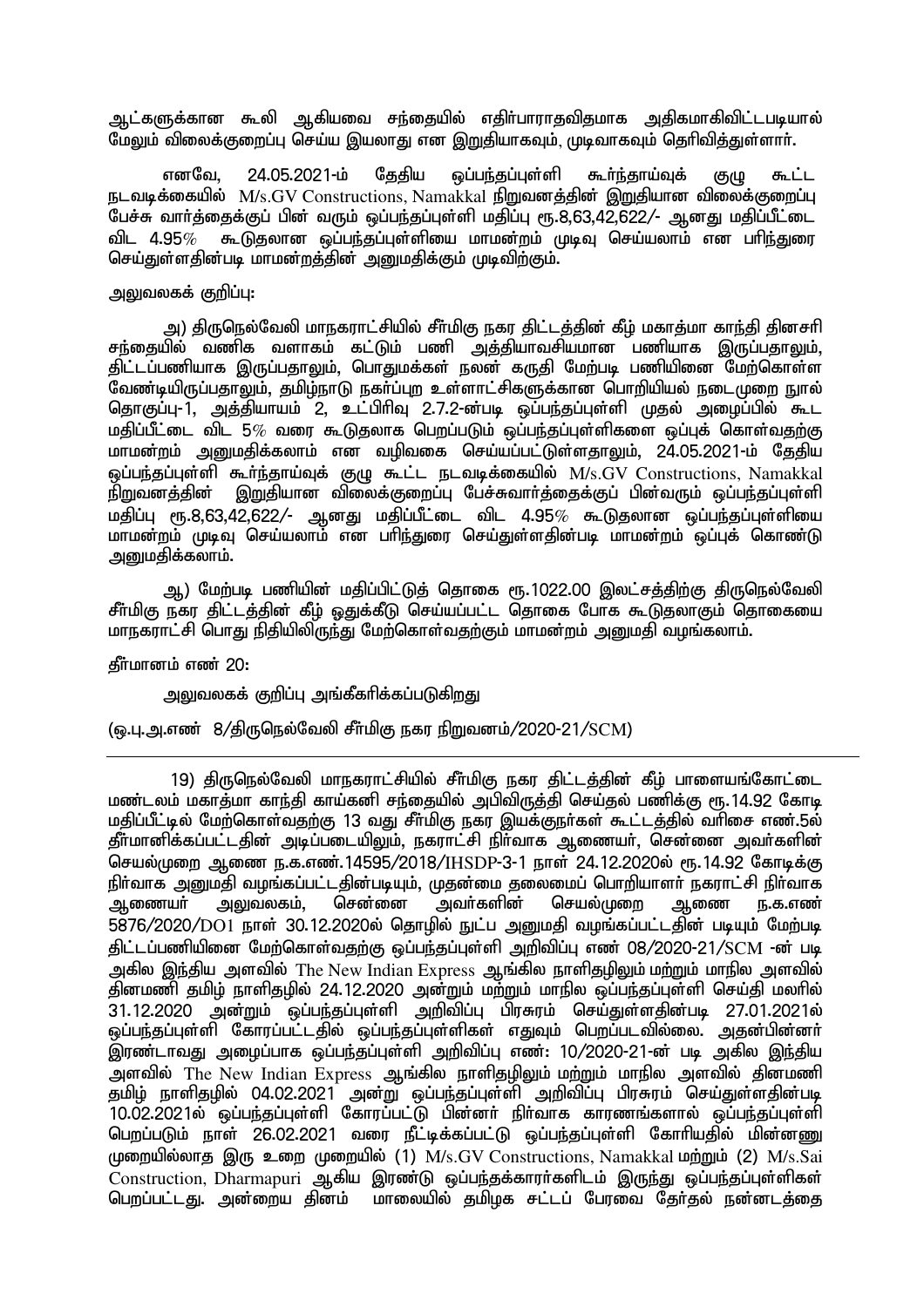ஆட்களுக்கான கூலி ஆகியவை சந்தையில் எதிர்பாராதவிதமாக அதிகமாகிவிட்டபடியால் மேலும் விலைக்குறைப்பு செய்ய இயலாது என இறுதியாகவும், முடிவாகவும் தெரிவித்துள்ளார்.

எனவே, 24.05.2021-ம் தேதிய ஒப்பந்தப்புள்ளி கூர்ந்தாய்வுக் குழு கூட்ட நடவடிக்கையில் M/s.GV Constructions, Namakkal நிறுவனத்தின் இறுதியான விலைக்குறைப்பு பேச்சு வார்த்தைக்குப் பின் வரும் ஒப்பந்தப்புள்ளி மதிப்பு ரூ.8,63,42,622/- ஆனது மதிப்பீட்டை விட 4.95% கூடுதலான ஒப்பந்தப்புள்ளியை மாமன்றம் முடிவு செய்யலாம் என பரிந்துரை செய்துள்ளதின்படி மாமன்றத்தின் அனுமதிக்கும் முடிவிற்கும்.

அலுவலகக் குறிப்பு:

அ) திருநெல்வேலி மாநகராட்சியில் சீர்மிகு நகர திட்டத்தின் கீழ் மகாத்மா காந்தி தினசரி சந்தையில் வணிக வளாகம் கட்டும் பணி அத்தியாவசியமான பணியாக இருப்பதாலும், திட்டப்பணியாக இருப்பதாலும், பொதுமக்கள் நலன் கருதி மேற்படி பணியினை மேற்கொள்ள வேண்டியிருப்பதாலும், தமிழ்நாடு நகர்ப்புற உள்ளாட்சிகளுக்கான பொறியியல் நடைமுறை நூல் தொகுப்பு-1, அத்தியாயம் 2, உட்பிரிவு 2.7.2-ன்படி ஒப்பந்தப்புள்ளி முதல் அழைப்பில் கூட மதிப்பீட்டை விட 5% வரை கூடுதலாக பெறப்படும் ஒப்பந்தப்புள்ளிகளை ஒப்புக் கொள்வதற்கு மாமன்றம் அனுமதிக்கலாம் என வழிவகை செய்யப்பட்டுள்ளதாலும், 24.05.2021-ம் தேதிய ஒப்பந்தப்புள்ளி கூர்ந்தாய்வுக் குழு கூட்ட நடவடிக்கையில் M/s.GV Constructions, Namakkal நிறுவனத்தின் இறுதியான விலைக்குறைப்பு பேச்சுவார்த்தைக்குப் பின்வரும் ஒப்பந்தப்புள்ளி மதிப்பு ரூ.8,63,42,622/- ஆனது மதிப்பீட்டை விட 4.95% கூடுதலான ஒப்பந்தப்புள்ளியை மாமன்றம் முடிவு செய்யலாம் என பரிந்துரை செய்துள்ளதின்படி மாமன்றம் ஒப்புக் கொண்டு அனுமதிக்கலாம்.

ஆ) மேற்படி பணியின் மதிப்பிட்டுத் தொகை ரூ.1022.00 இலட்சத்திற்கு திருநெல்வேலி சீர்மிகு நகர திட்டத்தின் கீழ் ஒதுக்கீடு செய்யப்பட்ட தொகை போக கூடுதலாகும் தொகையை மாநகராட்சி பொது நிதியிலிருந்து மேற்கொள்வதற்கும் மாமன்றம் அனுமதி வழங்கலாம்.

தீர்மானம் எண் 20:

அலுவலகக் குறிப்பு அங்கீகரிக்கப்படுகிறது

(ஒ.பு.அ.எண் 8/திருநெல்வேலி சீர்மிகு நகர நிறுவனம்/2020-21/SCM)

---

19) திருநெல்வேலி மாநகராட்சியில் சீர்மிகு நகர திட்டத்தின் கீழ் பாளையங்கோட்டை மண்டலம் மகாத்மா காந்தி காய்கனி சந்தையில் அபிவிருத்தி செய்தல் பணிக்கு ரூ.14.92 கோடி மதிப்பீட்டில் மேற்கொள்வதற்கு 13 வது சீர்மிகு நகர இயக்குநர்கள் கூட்டத்தில் வரிசை எண்.5ல் தீர்மானிக்கப்பட்டதின் அடிப்படையிலும், நகராட்சி நிர்வாக ஆணையர், சென்னை அவர்களின் செயல்முறை ஆணை ந.க.எண்.14595/2018/IHSDP-3-1 நாள் 24.12.2020ல் ரூ.14.92 கோடிக்கு நிர்வாக அனுமதி வழங்கப்பட்டதின்படியும், முதன்மை தலைமைப் பொறியாளர் நகராட்சி நிர்வாக ஆணையர் அலுவலகம், சென்னை அவர்களின் செயல்முறை ஆணை ந.க.எண் 5876/2020/DO1 நாள் 30.12.2020ல் தொழில் நுட்ப அனுமதி வழங்கப்பட்டதின் படியும் மேற்படி திட்டப்பணியினை மேற்கொள்வதற்கு ஒப்பந்தப்புள்ளி அறிவிப்பு எண் 08/2020-21/SCM -ன் படி அகில இந்திய அளவில் The New Indian Express ஆங்கில நாளிதழிலும் மற்றும் மாநில அளவில் தினமணி தமிழ் நாளிதழில் 24.12.2020 அன்றும் மற்றும் மாநில ஒப்பந்தப்புள்ளி செய்தி மலரில் 31.12.2020 அன்றும் ஒப்பந்தப்புள்ளி அறிவிப்பு பிரசுரம் செய்துள்ளதின்படி 27.01.2021ல் ஒப்பந்தப்புள்ளி கோரப்பட்டதில் ஒப்பந்தப்புள்ளிகள் எதுவும் பெறப்படவில்லை. அதன்பின்னர் இரண்டாவது அழைப்பாக ஒப்பந்தப்புள்ளி அறிவிப்பு எண்: 10/2020-21-ன் படி அகில இந்திய அளவில் The New Indian Express ஆங்கில நாளிதழிலும் மற்றும் மாநில அளவில் தினமணி தமிழ் நாளிதழில் 04.02.2021 அன்று ஒப்பந்தப்புள்ளி அறிவிப்பு பிரசுரம் செய்துள்ளதின்படி 10.02.2021ல் ஒப்பந்தப்புள்ளி கோரப்பட்டு பின்னர் நிர்வாக காரணங்களால் ஒப்பந்தப்புள்ளி பெறப்படும் நாள் 26.02.2021 வரை நீட்டிக்கப்பட்டு ஒப்பந்தப்புள்ளி கோரியதில் மின்னணு முறையில்லாத இரு உறை முறையில் (1) M/s.GV Constructions, Namakkal மற்றும் (2) M/s.Sai Construction, Dharmapuri ஆகிய இரண்டு ஒப்பந்தக்காரர்களிடம் இருந்து ஒப்பந்தப்புள்ளிகள் பெறப்பட்டது. அன்றைய தினம் மாலையில் தமிழக சட்டப் பேரவை தேர்தல் நன்னடத்தை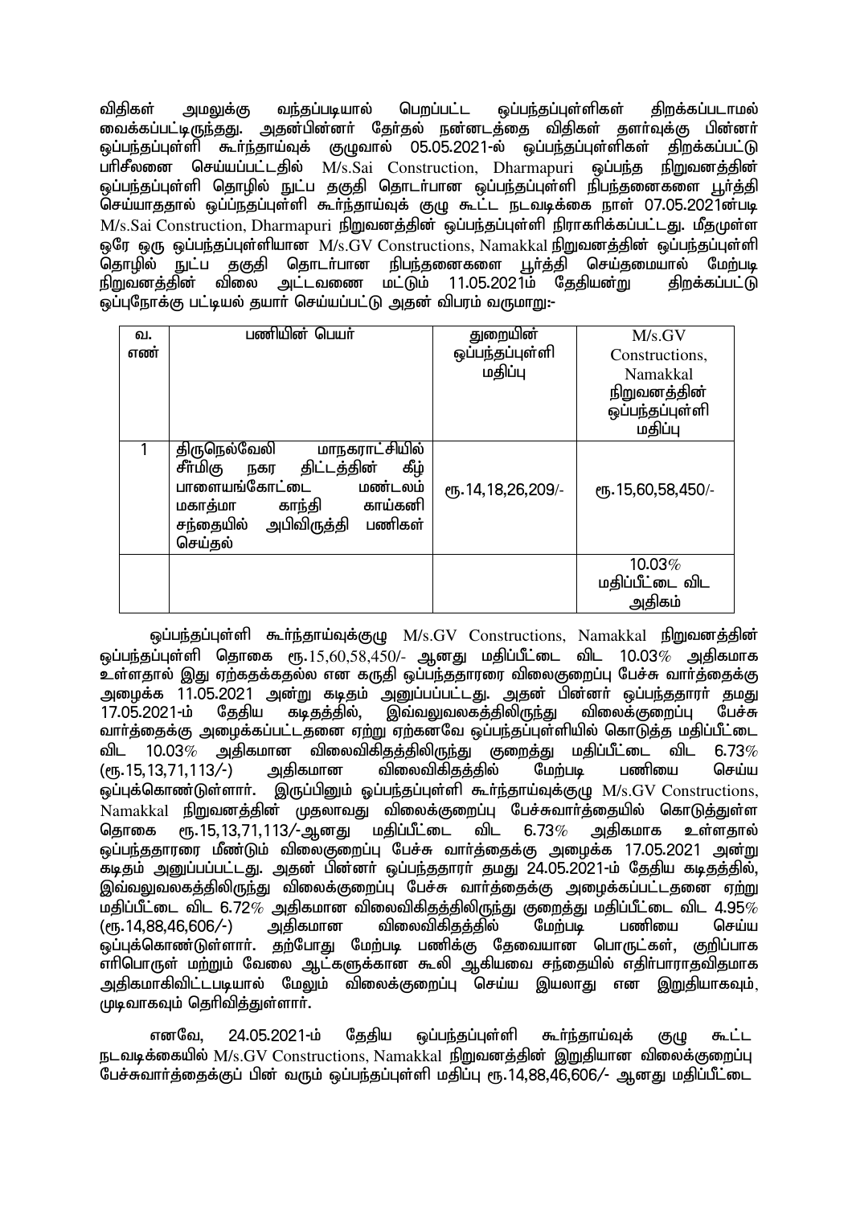விதிகள் அமலுக்கு வந்தப்படியால் பெறப்பட்ட ஒப்பந்தப்புள்ளிகள் திறக்கப்படாமல் வைக்கப்பட்டிருந்தது. அதன்பின்னர் தேர்தல் நன்னடத்தை விதிகள் தளர்வுக்கு பின்னர் ஒப்பந்தப்புள்ளி கூர்ந்தாய்வுக் குழுவால் 05.05.2021-ல் ஒப்பந்தப்புள்ளிகள் திறக்கப்பட்டு பரிசீலனை செய்யப்பட்டதில் M/s.Sai Construction, Dharmapuri ஒப்பந்த நிறுவனத்தின் ஒப்பந்தப்புள்ளி தொழில் நுட்ப தகுதி தொடர்பான ஒப்பந்தப்புள்ளி நிபந்தனைகளை பூர்த்தி செய்யாததால் ஒப்பந்தப்புள்ளி கூர்ந்தாய்வுக் குழு கூட்ட நடவடிக்கை நாள் 07.05.2021ன்படி M/s.Sai Construction, Dharmapuri நிறுவனத்தின் ஒப்பந்தப்புள்ளி நிராகரிக்கப்பட்டது. மீதமுள்ள ஒரே ஒரு ஒப்பந்தப்புள்ளியான M/s.GV Constructions, Namakkal நிறுவனத்தின் ஒப்பந்தப்புள்ளி தொழில் நுட்ப தகுதி தொடர்பான நிபந்தனைகளை பூர்த்தி செய்தமையால் மேற்படி நிறுவனத்தின் விலை அட்டவணை மட்டும் 11.05.2021ம் தேதியன்று திறக்கப்பட்டு ஒப்புநோக்கு பட்டியல் தயார் செய்யப்பட்டு அதன் விபரம் வருமாறு:-

| வ. எண் | பணியின் பெயர் | துறையின் ஒப்பந்தப்புள்ளி மதிப்பு | M/s.GV Constructions, Namakkal நிறுவனத்தின் ஒப்பந்தப்புள்ளி மதிப்பு |
|---|---|---|---|
| 1 | திருநெல்வேலி மாநகராட்சியில் சீர்மிகு நகர திட்டத்தின் கீழ் பாளையங்கோட்டை மண்டலம் மகாத்மா காந்தி காய்கனி சந்தையில் அபிவிருத்தி பணிகள் செய்தல் | ரூ.14,18,26,209/- | ரூ.15,60,58,450/- |
| | | | 10.03% மதிப்பீட்டை விட அதிகம் |

ஒப்பந்தப்புள்ளி கூர்ந்தாய்வுக்குழு M/s.GV Constructions, Namakkal நிறுவனத்தின் ஒப்பந்தப்புள்ளி தொகை ரூ.15,60,58,450/- ஆனது மதிப்பீட்டை விட 10.03% அதிகமாக உள்ளதால் இது ஏற்கதக்கதல்ல என கருதி ஒப்பந்ததாரரை விலைகுறைப்பு பேச்சு வார்த்தைக்கு அழைக்க 11.05.2021 அன்று கடிதம் அனுப்பப்பட்டது. அதன் பின்னர் ஒப்பந்ததாரர் தமது 17.05.2021-ம் தேதிய கடிதத்தில், இவ்வலுவலகத்திலிருந்து விலைக்குறைப்பு பேச்சு வார்த்தைக்கு அழைக்கப்பட்டதனை ஏற்று ஏற்கனவே ஒப்பந்தப்புள்ளியில் கொடுத்த மதிப்பீட்டை விட 10.03% அதிகமான விலைவிகிதத்திலிருந்து குறைத்து மதிப்பீட்டை விட 6.73% (ரூ.15,13,71,113/-) அதிகமான விலைவிகிதத்தில் மேற்படி பணியை செய்ய ஒப்புக்கொண்டுள்ளார். இருப்பினும் ஒப்பந்தப்புள்ளி கூர்ந்தாய்வுக்குழு M/s.GV Constructions, Namakkal நிறுவனத்தின் முதலாவது விலைக்குறைப்பு பேச்சுவார்த்தையில் கொடுத்துள்ள தொகை ரூ.15,13,71,113/-ஆனது மதிப்பீட்டை விட 6.73% அதிகமாக உள்ளதால் ஒப்பந்ததாரரை மீண்டும் விலைகுறைப்பு பேச்சு வார்த்தைக்கு அழைக்க 17.05.2021 அன்று கடிதம் அனுப்பப்பட்டது. அதன் பின்னர் ஒப்பந்ததாரர் தமது 24.05.2021-ம் தேதிய கடிதத்தில், இவ்வலுவலகத்திலிருந்து விலைக்குறைப்பு பேச்சு வார்த்தைக்கு அழைக்கப்பட்டதனை ஏற்று மதிப்பீட்டை விட 6.72% அதிகமான விலைவிகிதத்திலிருந்து குறைத்து மதிப்பீட்டை விட 4.95% (ரூ.14,88,46,606/-) அதிகமான விலைவிகிதத்தில் மேற்படி பணியை செய்ய ஒப்புக்கொண்டுள்ளார். தற்போது மேற்படி பணிக்கு தேவையான பொருட்கள், குறிப்பாக எரிபொருள் மற்றும் வேலை ஆட்களுக்கான கூலி ஆகியவை சந்தையில் எதிர்பாராதவிதமாக அதிகமாகிவிட்டபடியால் மேலும் விலைக்குறைப்பு செய்ய இயலாது என இறுதியாகவும், முடிவாகவும் தெரிவித்துள்ளார்.

எனவே, 24.05.2021-ம் தேதிய ஒப்பந்தப்புள்ளி கூர்ந்தாய்வுக் குழு கூட்ட நடவடிக்கையில் M/s.GV Constructions, Namakkal நிறுவனத்தின் இறுதியான விலைக்குறைப்பு பேச்சுவார்த்தைக்குப் பின் வரும் ஒப்பந்தப்புள்ளி மதிப்பு ரூ.14,88,46,606/- ஆனது மதிப்பீட்டை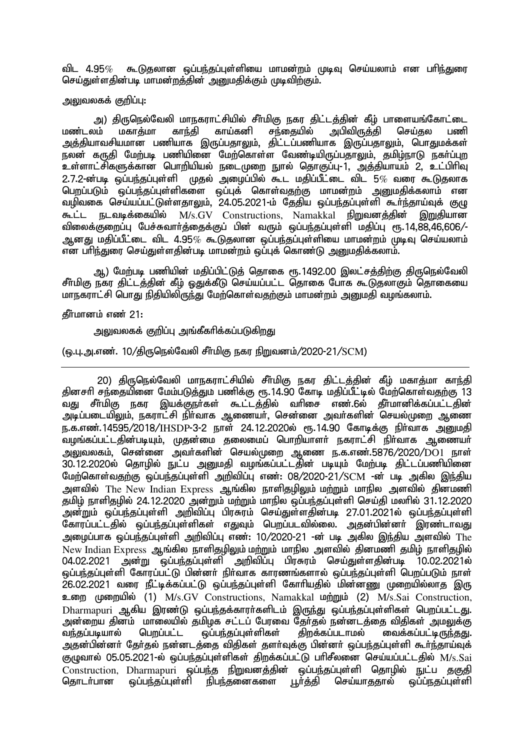விட 4.95% கூடுதலான ஒப்பந்தப்புள்ளியை மாமன்றம் முடிவு செய்யலாம் என பரிந்துரை செய்துள்ளதின்படி மாமன்றத்தின் அனுமதிக்கும் முடிவிற்கும்.

அலுவலகக் குறிப்பு:

அ) திருநெல்வேலி மாநகராட்சியில் சீர்மிகு நகர திட்டத்தின் கீழ் பாளையங்கோட்டை மண்டலம் மகாத்மா காந்தி காய்கனி சந்தையில் அபிவிருத்தி செய்தல பணி அத்தியாவசியமான பணியாக இருப்பதாலும், திட்டப்பணியாக இருப்பதாலும், பொதுமக்கள் நலன் கருதி மேற்படி பணியினை மேற்கொள்ள வேண்டியிருப்பதாலும், தமிழ்நாடு நகர்ப்புற உள்ளாட்சிகளுக்கான பொறியியல் நடைமுறை நூல் தொகுப்பு-1, அத்தியாயம் 2, உட்பிரிவு 2.7.2-ன்படி ஒப்பந்தப்புள்ளி முதல் அழைப்பில் கூட மதிப்பீட்டை விட 5% வரை கூடுதலாக பெறப்படும் ஒப்பந்தப்புள்ளிகளை ஒப்புக் கொள்வதற்கு மாமன்றம் அனுமதிக்கலாம் என வழிவகை செய்யப்பட்டுள்ளதாலும், 24.05.2021-ம் தேதிய ஒப்பந்தப்புள்ளி கூர்ந்தாய்வுக் குழு கூட்ட நடவடிக்கையில் M/s.GV Constructions, Namakkal நிறுவனத்தின் இறுதியான விலைக்குறைப்பு பேச்சுவார்த்தைக்குப் பின் வரும் ஒப்பந்தப்புள்ளி மதிப்பு ரூ.14,88,46,606/- ஆனது மதிப்பீட்டை விட 4.95% கூடுதலான ஒப்பந்தப்புள்ளியை மாமன்றம் முடிவு செய்யலாம் என பரிந்துரை செய்துள்ளதின்படி மாமன்றம் ஒப்புக் கொண்டு அனுமதிக்கலாம்.

ஆ) மேற்படி பணியின் மதிப்பிட்டுத் தொகை ரூ.1492.00 இலட்சத்திற்கு திருநெல்வேலி சீர்மிகு நகர திட்டத்தின் கீழ் ஒதுக்கீடு செய்யப்பட்ட தொகை போக கூடுதலாகும் தொகையை மாநகராட்சி பொது நிதியிலிருந்து மேற்கொள்வதற்கும் மாமன்றம் அனுமதி வழங்கலாம்.

தீர்மானம் எண் 21:

அலுவலகக் குறிப்பு அங்கீகரிக்கப்படுகிறது

(ஒ.பு.அ.எண். 10/திருநெல்வேலி சீர்மிகு நகர நிறுவனம்/2020-21/SCM)

---

20) திருநெல்வேலி மாநகராட்சியில் சீர்மிகு நகர திட்டத்தின் கீழ் மகாத்மா காந்தி தினசரி சந்தையினை மேம்படுத்தும் பணிக்கு ரூ.14.90 கோடி மதிப்பீட்டில் மேற்கொள்வதற்கு 13 வது சீர்மிகு நகர இயக்குநர்கள் கூட்டத்தில் வரிசை எண்.6ல் தீர்மானிக்கப்பட்டதின் அடிப்படையிலும், நகராட்சி நிர்வாக ஆணையர், சென்னை அவர்களின் செயல்முறை ஆணை ந.க.எண்.14595/2018/IHSDP-3-2 நாள் 24.12.2020ல் ரூ.14.90 கோடிக்கு நிர்வாக அனுமதி வழங்கப்பட்டதின்படியும், முதன்மை தலைமைப் பொறியாளர் நகராட்சி நிர்வாக ஆணையர் அலுவலகம், சென்னை அவர்களின் செயல்முறை ஆணை ந.க.எண்.5876/2020/DO1 நாள் 30.12.2020ல் தொழில் நுட்ப அனுமதி வழங்கப்பட்டதின் படியும் மேற்படி திட்டப்பணியினை மேற்கொள்வதற்கு ஒப்பந்தப்புள்ளி அறிவிப்பு எண்: 08/2020-21/SCM -ன் படி அகில இந்திய அளவில் The New Indian Express ஆங்கில நாளிதழிலும் மற்றும் மாநில அளவில் தினமணி தமிழ் நாளிதழில் 24.12.2020 அன்றும் மற்றும் மாநில ஒப்பந்தப்புள்ளி செய்தி மலரில் 31.12.2020 அன்றும் ஒப்பந்தப்புள்ளி அறிவிப்பு பிரசுரம் செய்துள்ளதின்படி 27.01.2021ல் ஒப்பந்தப்புள்ளி கோரப்பட்டதில் ஒப்பந்தப்புள்ளிகள் எதுவும் பெறப்படவில்லை. அதன்பின்னர் இரண்டாவது அழைப்பாக ஒப்பந்தப்புள்ளி அறிவிப்பு எண்: 10/2020-21 -ன் படி அகில இந்திய அளவில் The New Indian Express ஆங்கில நாளிதழிலும் மற்றும் மாநில அளவில் தினமணி தமிழ் நாளிதழில் 04.02.2021 அன்று ஒப்பந்தப்புள்ளி அறிவிப்பு பிரசுரம் செய்துள்ளதின்படி 10.02.2021ல் ஒப்பந்தப்புள்ளி கோரப்பட்டு பின்னர் நிர்வாக காரணங்களால் ஒப்பந்தப்புள்ளி பெறப்படும் நாள் 26.02.2021 வரை நீட்டிக்கப்பட்டு ஒப்பந்தப்புள்ளி கோரியதில் மின்னணு முறையில்லாத இரு உறை முறையில் (1) M/s.GV Constructions, Namakkal மற்றும் (2) M/s.Sai Construction, Dharmapuri ஆகிய இரண்டு ஒப்பந்தக்காரர்களிடம் இருந்து ஒப்பந்தப்புள்ளிகள் பெறப்பட்டது. அன்றைய தினம் மாலையில் தமிழக சட்டப் பேரவை தேர்தல் நன்னடத்தை விதிகள் அமலுக்கு வந்தபடியால் பெறப்பட்ட ஒப்பந்தப்புள்ளிகள் திறக்கப்படாமல் வைக்கப்பட்டிருந்தது. அதன்பின்னர் தேர்தல் நன்னடத்தை விதிகள் தளர்வுக்கு பின்னர் ஒப்பந்தப்புள்ளி கூர்ந்தாய்வுக் குழுவால் 05.05.2021-ல் ஒப்பந்தப்புள்ளிகள் திறக்கப்பட்டு பரிசீலனை செய்யப்பட்டதில் M/s.Sai Construction, Dharmapuri ஒப்பந்த நிறுவனத்தின் ஒப்பந்தப்புள்ளி தொழில் நுட்ப தகுதி தொடர்பான ஒப்பந்தப்புள்ளி நிபந்தனைகளை பூர்த்தி செய்யாததால் ஒப்பந்தப்புள்ளி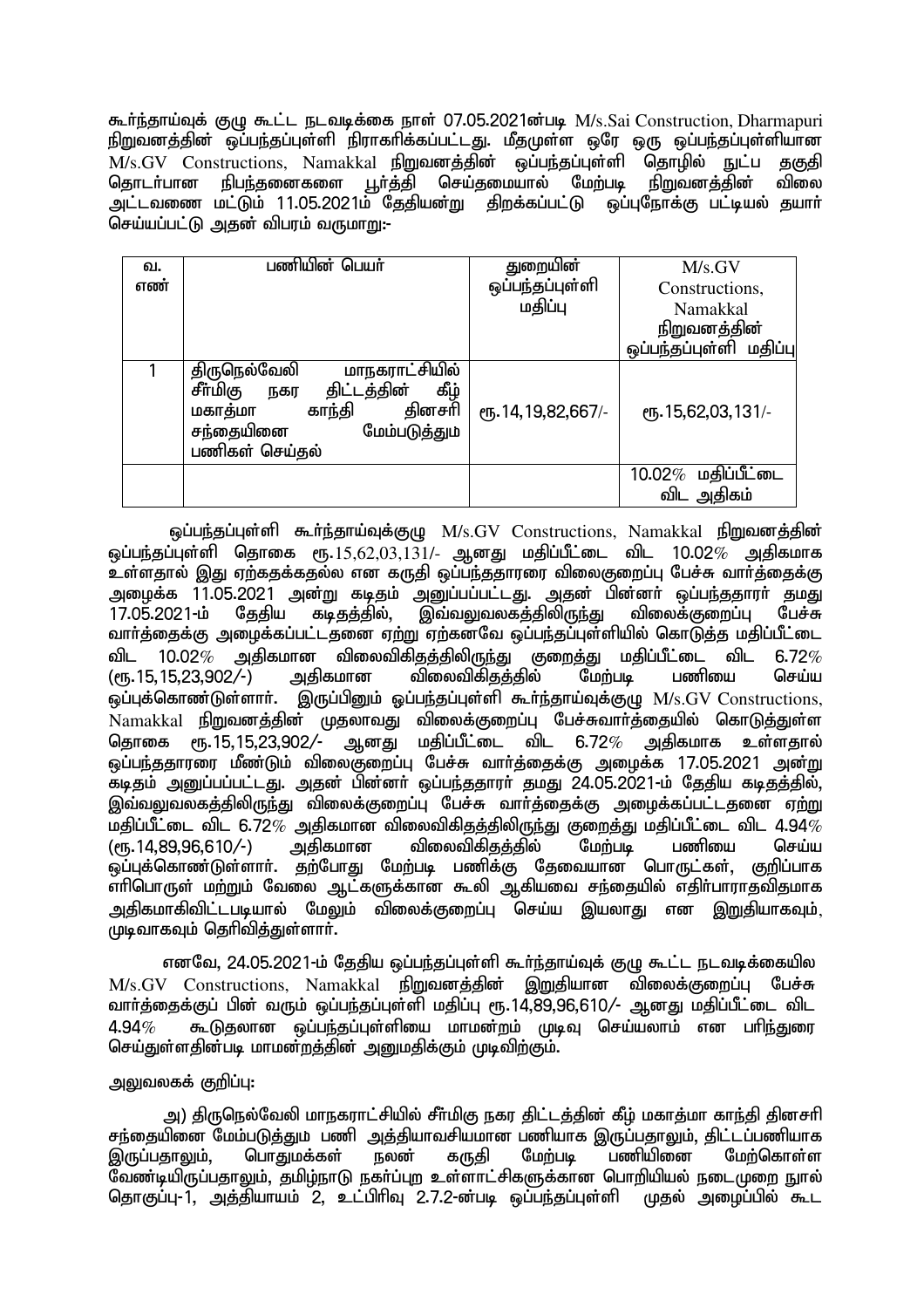கூர்ந்தாய்வுக் குழு கூட்ட நடவடிக்கை நாள் 07.05.2021ன்படி M/s.Sai Construction, Dharmapuri நிறுவனத்தின் ஒப்பந்தப்புள்ளி நிராகரிக்கப்பட்டது. மீதமுள்ள ஒரே ஒரு ஒப்பந்தப்புள்ளியான M/s.GV Constructions, Namakkal நிறுவனத்தின் ஒப்பந்தப்புள்ளி தொழில் நுட்ப தகுதி தொடர்பான நிபந்தனைகளை பூர்த்தி செய்தமையால் மேற்படி நிறுவனத்தின் விலை அட்டவணை மட்டும் 11.05.2021ம் தேதியன்று திறக்கப்பட்டு ஒப்புநோக்கு பட்டியல் தயார் செய்யப்பட்டு அதன் விபரம் வருமாறு:-

| வ. எண் | பணியின் பெயர் | துறையின் ஒப்பந்தப்புள்ளி மதிப்பு | M/s.GV Constructions, Namakkal நிறுவனத்தின் ஒப்பந்தப்புள்ளி மதிப்பு |
|---|---|---|---|
| 1 | திருநெல்வேலி மாநகராட்சியில் சீர்மிகு நகர திட்டத்தின் கீழ் மகாத்மா காந்தி தினசரி சந்தையினை மேம்படுத்தும் பணிகள் செய்தல் | ரூ.14,19,82,667/- | ரூ.15,62,03,131/- |
| | | | 10.02% மதிப்பீட்டை விட அதிகம் |

ஒப்பந்தப்புள்ளி கூர்ந்தாய்வுக்குழு M/s.GV Constructions, Namakkal நிறுவனத்தின் ஒப்பந்தப்புள்ளி தொகை ரூ.15,62,03,131/- ஆனது மதிப்பீட்டை விட 10.02% அதிகமாக உள்ளதால் இது ஏற்கதக்கதல்ல என கருதி ஒப்பந்ததாரரை விலைகுறைப்பு பேச்சு வார்த்தைக்கு அழைக்க 11.05.2021 அன்று கடிதம் அனுப்பப்பட்டது. அதன் பின்னர் ஒப்பந்ததாரர் தமது 17.05.2021-ம் தேதிய கடிதத்தில், இவ்வலுவலகத்திலிருந்து விலைக்குறைப்பு பேச்சு வார்த்தைக்கு அழைக்கப்பட்டதனை ஏற்று ஏற்கனவே ஒப்பந்தப்புள்ளியில் கொடுத்த மதிப்பீட்டை விட 10.02% அதிகமான விலைவிகிதத்திலிருந்து குறைத்து மதிப்பீட்டை விட 6.72% (ரூ.15,15,23,902/-) அதிகமான விலைவிகிதத்தில் மேற்படி பணியை செய்ய ஒப்புக்கொண்டுள்ளார். இருப்பினும் ஒப்பந்தப்புள்ளி கூர்ந்தாய்வுக்குழு M/s.GV Constructions, Namakkal நிறுவனத்தின் முதலாவது விலைக்குறைப்பு பேச்சுவார்த்தையில் கொடுத்துள்ள தொகை ரூ.15,15,23,902/- ஆனது மதிப்பீட்டை விட 6.72% அதிகமாக உள்ளதால் ஒப்பந்ததாரரை மீண்டும் விலைகுறைப்பு பேச்சு வார்த்தைக்கு அழைக்க 17.05.2021 அன்று கடிதம் அனுப்பப்பட்டது. அதன் பின்னர் ஒப்பந்ததாரர் தமது 24.05.2021-ம் தேதிய கடிதத்தில், இவ்வலுவலகத்திலிருந்து விலைக்குறைப்பு பேச்சு வார்த்தைக்கு அழைக்கப்பட்டதனை ஏற்று மதிப்பீட்டை விட 6.72% அதிகமான விலைவிகிதத்திலிருந்து குறைத்து மதிப்பீட்டை விட 4.94% (ரூ.14,89,96,610/-) அதிகமான விலைவிகிதத்தில் மேற்படி பணியை செய்ய ஒப்புக்கொண்டுள்ளார். தற்போது மேற்படி பணிக்கு தேவையான பொருட்கள், குறிப்பாக எரிபொருள் மற்றும் வேலை ஆட்களுக்கான கூலி ஆகியவை சந்தையில் எதிர்பாராதவிதமாக அதிகமாகிவிட்டபடியால் மேலும் விலைக்குறைப்பு செய்ய இயலாது என இறுதியாகவும், முடிவாகவும் தெரிவித்துள்ளார்.

எனவே, 24.05.2021-ம் தேதிய ஒப்பந்தப்புள்ளி கூர்ந்தாய்வுக் குழு கூட்ட நடவடிக்கையில M/s.GV Constructions, Namakkal நிறுவனத்தின் இறுதியான விலைக்குறைப்பு பேச்சு வார்த்தைக்குப் பின் வரும் ஒப்பந்தப்புள்ளி மதிப்பு ரூ.14,89,96,610/- ஆனது மதிப்பீட்டை விட 4.94% கூடுதலான ஒப்பந்தப்புள்ளியை மாமன்றம் முடிவு செய்யலாம் என பரிந்துரை செய்துள்ளதின்படி மாமன்றத்தின் அனுமதிக்கும் முடிவிற்கும்.

அலுவலகக் குறிப்பு:

அ) திருநெல்வேலி மாநகராட்சியில் சீர்மிகு நகர திட்டத்தின் கீழ் மகாத்மா காந்தி தினசரி சந்தையினை மேம்படுத்தும் பணி அத்தியாவசியமான பணியாக இருப்பதாலும், திட்டப்பணியாக இருப்பதாலும், பொதுமக்கள் நலன் கருதி மேற்படி பணியினை மேற்கொள்ள வேண்டியிருப்பதாலும், தமிழ்நாடு நகர்ப்புற உள்ளாட்சிகளுக்கான பொறியியல் நடைமுறை நூல் தொகுப்பு-1, அத்தியாயம் 2, உட்பிரிவு 2.7.2-ன்படி ஒப்பந்தப்புள்ளி முதல் அழைப்பில் கூட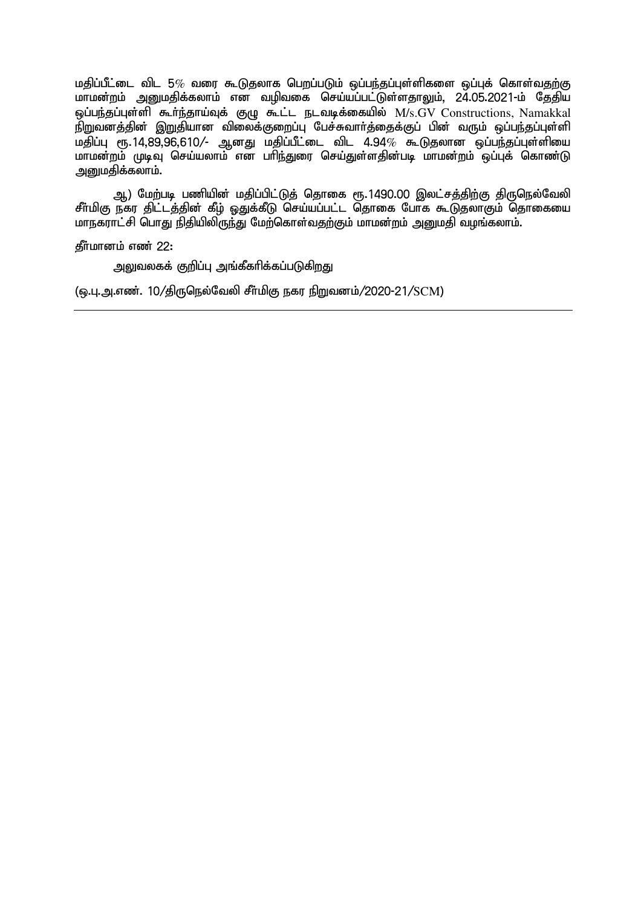மதிப்பீட்டை விட 5% வரை கூடுதலாக பெறப்படும் ஒப்பந்தப்புள்ளிகளை ஒப்புக் கொள்வதற்கு மாமன்றம் அனுமதிக்கலாம் என வழிவகை செய்யப்பட்டுள்ளதாலும், 24.05.2021-ம் தேதிய ஒப்பந்தப்புள்ளி கூர்ந்தாய்வுக் குழு கூட்ட நடவடிக்கையில் M/s.GV Constructions, Namakkal நிறுவனத்தின் இறுதியான விலைக்குறைப்பு பேச்சுவார்த்தைக்குப் பின் வரும் ஒப்பந்தப்புள்ளி மதிப்பு ரூ.14,89,96,610/- ஆனது மதிப்பீட்டை விட 4.94% கூடுதலான ஒப்பந்தப்புள்ளியை மாமன்றம் முடிவு செய்யலாம் என பரிந்துரை செய்துள்ளதின்படி மாமன்றம் ஒப்புக் கொண்டு அனுமதிக்கலாம்.

ஆ) மேற்படி பணியின் மதிப்பிட்டுத் தொகை ரூ.1490.00 இலட்சத்திற்கு திருநெல்வேலி சீர்மிகு நகர திட்டத்தின் கீழ் ஒதுக்கீடு செய்யப்பட்ட தொகை போக கூடுதலாகும் தொகையை மாநகராட்சி பொது நிதியிலிருந்து மேற்கொள்வதற்கும் மாமன்றம் அனுமதி வழங்கலாம்.

தீர்மானம் எண் 22:

அலுவலகக் குறிப்பு அங்கீகரிக்கப்படுகிறது

(ஒ.பு.அ.எண். 10/திருநெல்வேலி சீர்மிகு நகர நிறுவனம்/2020-21/SCM)

---